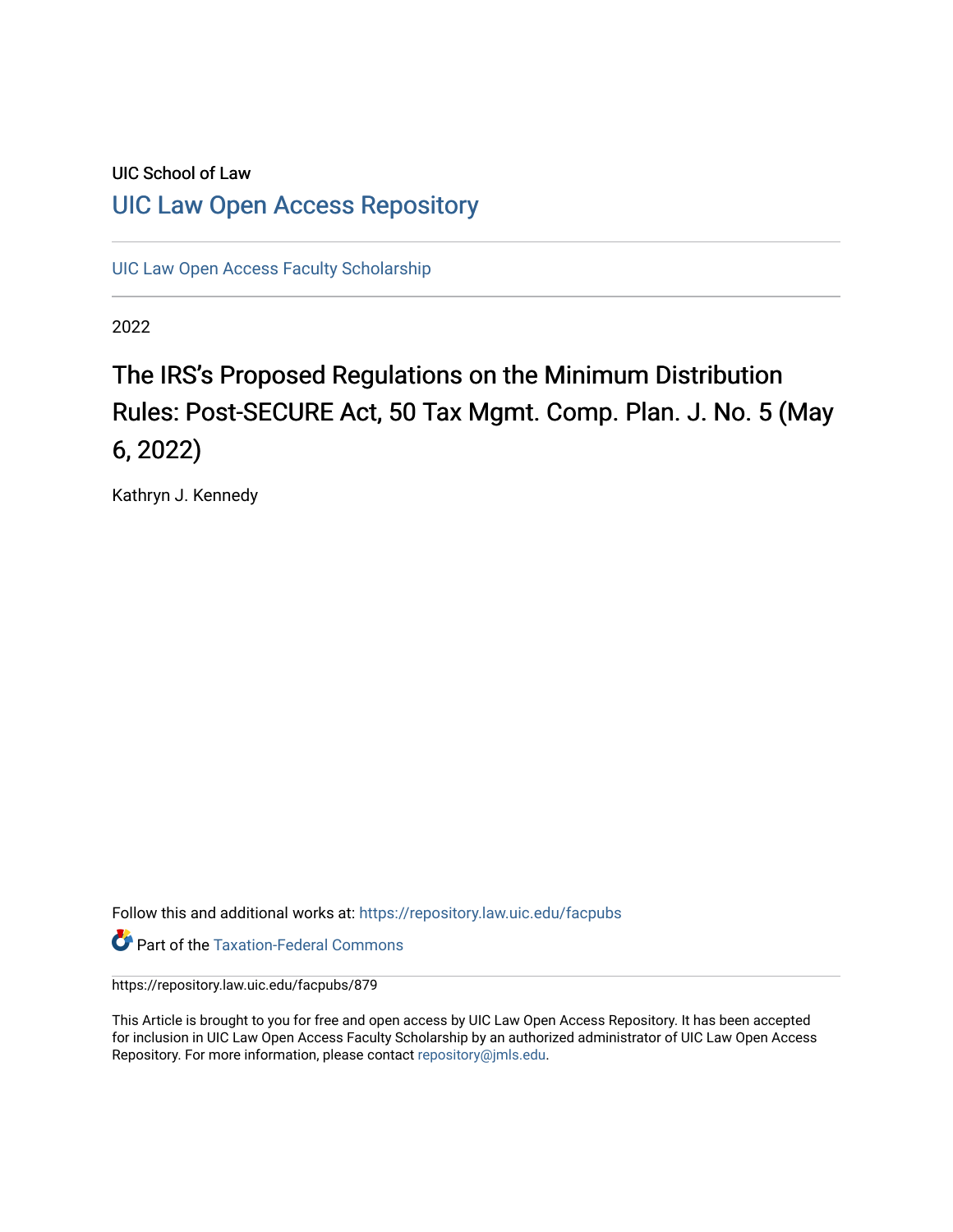UIC School of Law

## UIC Law Open Access Repository

UIC Law Open Access Faculty Scholarship

2022

# The IRS's Proposed Regulations on the Minimum Distribution Rules: Post-SECURE Act, 50 Tax Mgmt. Comp. Plan. J. No. 5 (May 6, 2022)

Kathryn J. Kennedy

Follow this and additional works at: https://repository.law.uic.edu/facpubs

Part of the Taxation-Federal Commons

https://repository.law.uic.edu/facpubs/879

This Article is brought to you for free and open access by UIC Law Open Access Repository. It has been accepted for inclusion in UIC Law Open Access Faculty Scholarship by an authorized administrator of UIC Law Open Access Repository. For more information, please contact repository@jmls.edu.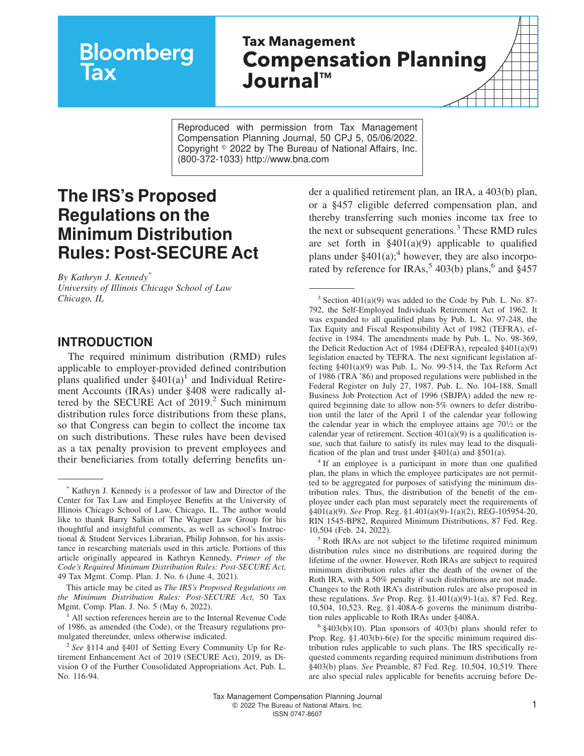Reproduced with permission from Tax Management Compensation Planning Journal, 50 CPJ 5, 05/06/2022. Copyright © 2022 by The Bureau of National Affairs, Inc. (800-372-1033) http://www.bna.com

# The IRS's Proposed Regulations on the Minimum Distribution Rules: Post-SECURE Act

*By Kathryn J. Kennedy*[*]
*University of Illinois Chicago School of Law*
*Chicago, IL*

## INTRODUCTION

The required minimum distribution (RMD) rules applicable to employer-provided defined contribution plans qualified under §401(a)[1] and Individual Retirement Accounts (IRAs) under §408 were radically altered by the SECURE Act of 2019.[2] Such minimum distribution rules force distributions from these plans, so that Congress can begin to collect the income tax on such distributions. These rules have been devised as a tax penalty provision to prevent employees and their beneficiaries from totally deferring benefits under a qualified retirement plan, an IRA, a 403(b) plan, or a §457 eligible deferred compensation plan, and thereby transferring such monies income tax free to the next or subsequent generations.[3] These RMD rules are set forth in §401(a)(9) applicable to qualified plans under §401(a);[4] however, they are also incorporated by reference for IRAs,[5] 403(b) plans,[6] and §457

---

[*] Kathryn J. Kennedy is a professor of law and Director of the Center for Tax Law and Employee Benefits at the University of Illinois Chicago School of Law, Chicago, IL. The author would like to thank Barry Salkin of The Wagner Law Group for his thoughtful and insightful comments, as well as school's Instructional & Student Services Librarian, Philip Johnson, for his assistance in researching materials used in this article. Portions of this article originally appeared in Kathryn Kennedy, *Primer of the Code's Required Minimum Distribution Rules: Post-SECURE Act,* 49 Tax Mgmt. Comp. Plan. J. No. 6 (June 4, 2021).

This article may be cited as *The IRS's Proposed Regulations on the Minimum Distribution Rules: Post-SECURE Act,* 50 Tax Mgmt. Comp. Plan. J. No. 5 (May 6, 2022).

[1] All section references herein are to the Internal Revenue Code of 1986, as amended (the Code), or the Treasury regulations promulgated thereunder, unless otherwise indicated.

[2] *See* §114 and §401 of Setting Every Community Up for Retirement Enhancement Act of 2019 (SECURE Act), 2019, as Division O of the Further Consolidated Appropriations Act, Pub. L. No. 116-94.

[3] Section 401(a)(9) was added to the Code by Pub. L. No. 87-792, the Self-Employed Individuals Retirement Act of 1962. It was expanded to all qualified plans by Pub. L. No. 97-248, the Tax Equity and Fiscal Responsibility Act of 1982 (TEFRA), effective in 1984. The amendments made by Pub. L. No. 98-369, the Deficit Reduction Act of 1984 (DEFRA), repealed §401(a)(9) legislation enacted by TEFRA. The next significant legislation affecting §401(a)(9) was Pub. L. No. 99-514, the Tax Reform Act of 1986 (TRA '86) and proposed regulations were published in the Federal Register on July 27, 1987. Pub. L. No. 104-188, Small Business Job Protection Act of 1996 (SBJPA) added the new required beginning date to allow non-5% owners to defer distribution until the later of the April 1 of the calendar year following the calendar year in which the employee attains age 70½ or the calendar year of retirement. Section 401(a)(9) is a qualification issue, such that failure to satisfy its rules may lead to the disqualification of the plan and trust under §401(a) and §501(a).

[4] If an employee is a participant in more than one qualified plan, the plans in which the employee participates are not permitted to be aggregated for purposes of satisfying the minimum distribution rules. Thus, the distribution of the benefit of the employee under each plan must separately meet the requirements of §401(a)(9). *See* Prop. Reg. §1.401(a)(9)-1(a)(2), REG-105954-20, RIN 1545-BP82, Required Minimum Distributions, 87 Fed. Reg. 10,504 (Feb. 24, 2022).

[5] Roth IRAs are not subject to the lifetime required minimum distribution rules since no distributions are required during the lifetime of the owner. However, Roth IRAs are subject to required minimum distribution rules after the death of the owner of the Roth IRA, with a 50% penalty if such distributions are not made. Changes to the Roth IRA's distribution rules are also proposed in these regulations. *See* Prop. Reg. §1.401(a)(9)-1(a), 87 Fed. Reg. 10,504, 10,523. Reg. §1.408A-6 governs the minimum distribution rules applicable to Roth IRAs under §408A.

[6] §403(b)(10). Plan sponsors of 403(b) plans should refer to Prop. Reg. §1.403(b)-6(e) for the specific minimum required distribution rules applicable to such plans. The IRS specifically requested comments regarding required minimum distributions from §403(b) plans. *See* Preamble, 87 Fed. Reg. 10,504, 10,519. There are also special rules applicable for benefits accruing before De-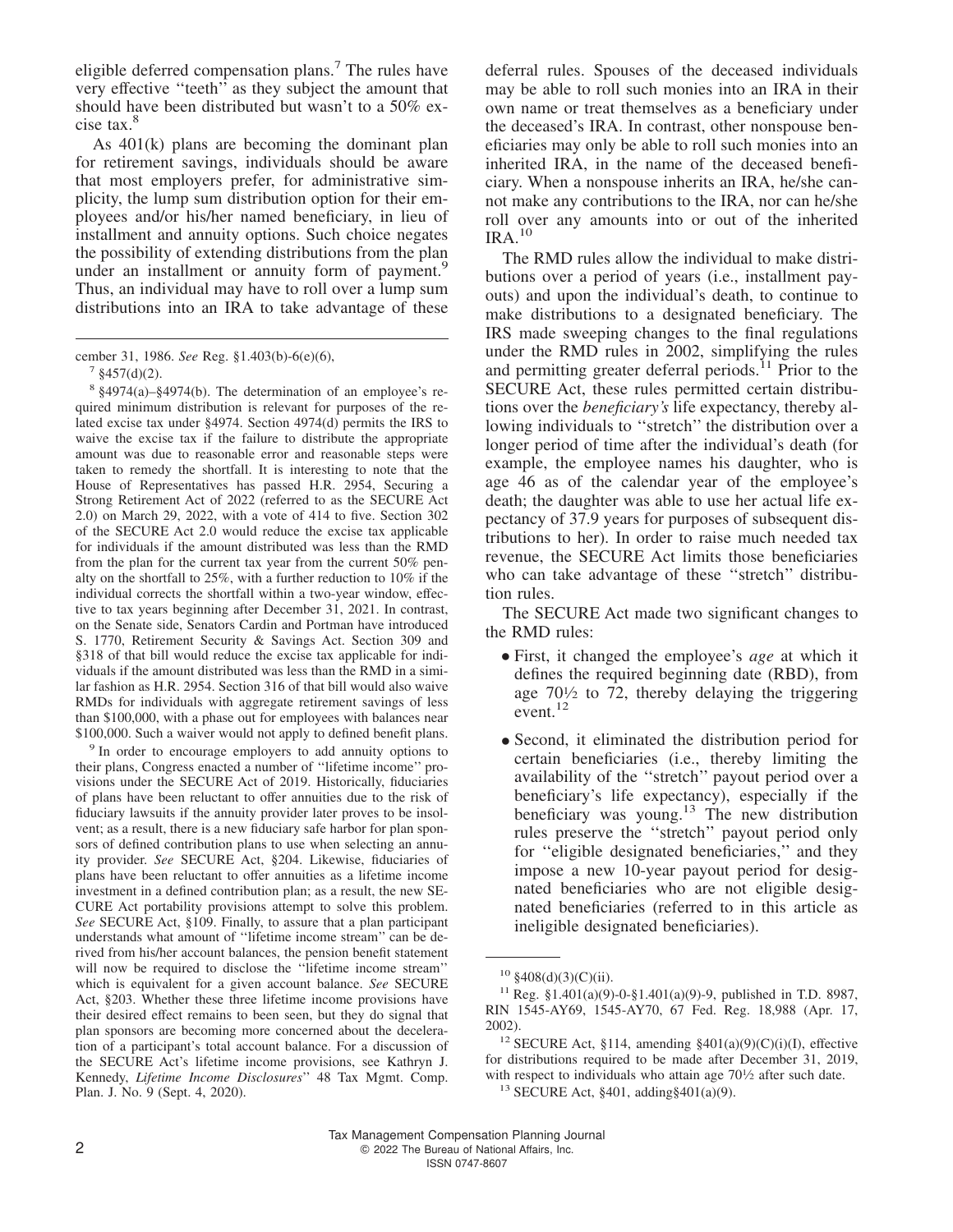eligible deferred compensation plans.[7] The rules have very effective ''teeth'' as they subject the amount that should have been distributed but wasn't to a 50% excise tax.[8]

As 401(k) plans are becoming the dominant plan for retirement savings, individuals should be aware that most employers prefer, for administrative simplicity, the lump sum distribution option for their employees and/or his/her named beneficiary, in lieu of installment and annuity options. Such choice negates the possibility of extending distributions from the plan under an installment or annuity form of payment.[9] Thus, an individual may have to roll over a lump sum distributions into an IRA to take advantage of these deferral rules. Spouses of the deceased individuals may be able to roll such monies into an IRA in their own name or treat themselves as a beneficiary under the deceased's IRA. In contrast, other nonspouse beneficiaries may only be able to roll such monies into an inherited IRA, in the name of the deceased beneficiary. When a nonspouse inherits an IRA, he/she cannot make any contributions to the IRA, nor can he/she roll over any amounts into or out of the inherited IRA.[10]

The RMD rules allow the individual to make distributions over a period of years (i.e., installment payouts) and upon the individual's death, to continue to make distributions to a designated beneficiary. The IRS made sweeping changes to the final regulations under the RMD rules in 2002, simplifying the rules and permitting greater deferral periods.[11] Prior to the SECURE Act, these rules permitted certain distributions over the *beneficiary's* life expectancy, thereby allowing individuals to ''stretch'' the distribution over a longer period of time after the individual's death (for example, the employee names his daughter, who is age 46 as of the calendar year of the employee's death; the daughter was able to use her actual life expectancy of 37.9 years for purposes of subsequent distributions to her). In order to raise much needed tax revenue, the SECURE Act limits those beneficiaries who can take advantage of these ''stretch'' distribution rules.

The SECURE Act made two significant changes to the RMD rules:

- First, it changed the employee's *age* at which it defines the required beginning date (RBD), from age 70½ to 72, thereby delaying the triggering event.[12]
- Second, it eliminated the distribution period for certain beneficiaries (i.e., thereby limiting the availability of the ''stretch'' payout period over a beneficiary's life expectancy), especially if the beneficiary was young.[13] The new distribution rules preserve the ''stretch'' payout period only for ''eligible designated beneficiaries,'' and they impose a new 10-year payout period for designated beneficiaries who are not eligible designated beneficiaries (referred to in this article as ineligible designated beneficiaries).

---

cember 31, 1986. *See* Reg. §1.403(b)-6(e)(6),

[7] §457(d)(2).

[8] §4974(a)–§4974(b). The determination of an employee's required minimum distribution is relevant for purposes of the related excise tax under §4974. Section 4974(d) permits the IRS to waive the excise tax if the failure to distribute the appropriate amount was due to reasonable error and reasonable steps were taken to remedy the shortfall. It is interesting to note that the House of Representatives has passed H.R. 2954, Securing a Strong Retirement Act of 2022 (referred to as the SECURE Act 2.0) on March 29, 2022, with a vote of 414 to five. Section 302 of the SECURE Act 2.0 would reduce the excise tax applicable for individuals if the amount distributed was less than the RMD from the plan for the current tax year from the current 50% penalty on the shortfall to 25%, with a further reduction to 10% if the individual corrects the shortfall within a two-year window, effective to tax years beginning after December 31, 2021. In contrast, on the Senate side, Senators Cardin and Portman have introduced S. 1770, Retirement Security & Savings Act. Section 309 and §318 of that bill would reduce the excise tax applicable for individuals if the amount distributed was less than the RMD in a similar fashion as H.R. 2954. Section 316 of that bill would also waive RMDs for individuals with aggregate retirement savings of less than $100,000, with a phase out for employees with balances near $100,000. Such a waiver would not apply to defined benefit plans.

[9] In order to encourage employers to add annuity options to their plans, Congress enacted a number of ''lifetime income'' provisions under the SECURE Act of 2019. Historically, fiduciaries of plans have been reluctant to offer annuities due to the risk of fiduciary lawsuits if the annuity provider later proves to be insolvent; as a result, there is a new fiduciary safe harbor for plan sponsors of defined contribution plans to use when selecting an annuity provider. *See* SECURE Act, §204. Likewise, fiduciaries of plans have been reluctant to offer annuities as a lifetime income investment in a defined contribution plan; as a result, the new SECURE Act portability provisions attempt to solve this problem. *See* SECURE Act, §109. Finally, to assure that a plan participant understands what amount of ''lifetime income stream'' can be derived from his/her account balances, the pension benefit statement will now be required to disclose the ''lifetime income stream'' which is equivalent for a given account balance. *See* SECURE Act, §203. Whether these three lifetime income provisions have their desired effect remains to be seen, but they do signal that plan sponsors are becoming more concerned about the deceleration of a participant's total account balance. For a discussion of the SECURE Act's lifetime income provisions, see Kathryn J. Kennedy, *Lifetime Income Disclosures*'' 48 Tax Mgmt. Comp. Plan. J. No. 9 (Sept. 4, 2020).

[10] §408(d)(3)(C)(ii).

[11] Reg. §1.401(a)(9)-0-§1.401(a)(9)-9, published in T.D. 8987, RIN 1545-AY69, 1545-AY70, 67 Fed. Reg. 18,988 (Apr. 17, 2002).

[12] SECURE Act, §114, amending §401(a)(9)(C)(i)(I), effective for distributions required to be made after December 31, 2019, with respect to individuals who attain age 70½ after such date.

[13] SECURE Act, §401, adding§401(a)(9).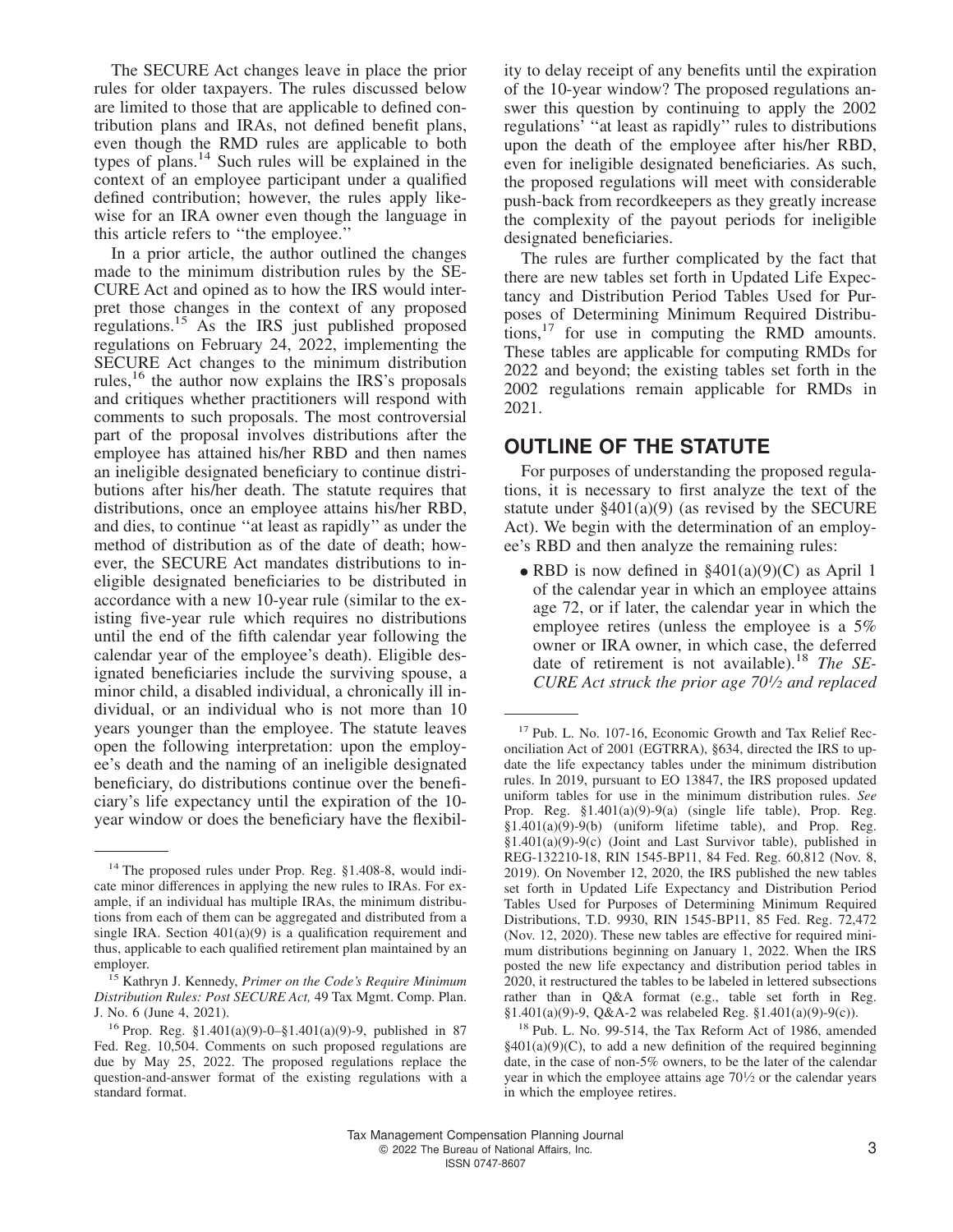The SECURE Act changes leave in place the prior rules for older taxpayers. The rules discussed below are limited to those that are applicable to defined contribution plans and IRAs, not defined benefit plans, even though the RMD rules are applicable to both types of plans.[14] Such rules will be explained in the context of an employee participant under a qualified defined contribution; however, the rules apply likewise for an IRA owner even though the language in this article refers to "the employee."

In a prior article, the author outlined the changes made to the minimum distribution rules by the SECURE Act and opined as to how the IRS would interpret those changes in the context of any proposed regulations.[15] As the IRS just published proposed regulations on February 24, 2022, implementing the SECURE Act changes to the minimum distribution rules,[16] the author now explains the IRS's proposals and critiques whether practitioners will respond with comments to such proposals. The most controversial part of the proposal involves distributions after the employee has attained his/her RBD and then names an ineligible designated beneficiary to continue distributions after his/her death. The statute requires that distributions, once an employee attains his/her RBD, and dies, to continue "at least as rapidly" as under the method of distribution as of the date of death; however, the SECURE Act mandates distributions to ineligible designated beneficiaries to be distributed in accordance with a new 10-year rule (similar to the existing five-year rule which requires no distributions until the end of the fifth calendar year following the calendar year of the employee's death). Eligible designated beneficiaries include the surviving spouse, a minor child, a disabled individual, a chronically ill individual, or an individual who is not more than 10 years younger than the employee. The statute leaves open the following interpretation: upon the employee's death and the naming of an ineligible designated beneficiary, do distributions continue over the beneficiary's life expectancy until the expiration of the 10-year window or does the beneficiary have the flexibility to delay receipt of any benefits until the expiration of the 10-year window? The proposed regulations answer this question by continuing to apply the 2002 regulations' "at least as rapidly" rules to distributions upon the death of the employee after his/her RBD, even for ineligible designated beneficiaries. As such, the proposed regulations will meet with considerable push-back from recordkeepers as they greatly increase the complexity of the payout periods for ineligible designated beneficiaries.

The rules are further complicated by the fact that there are new tables set forth in Updated Life Expectancy and Distribution Period Tables Used for Purposes of Determining Minimum Required Distributions,[17] for use in computing the RMD amounts. These tables are applicable for computing RMDs for 2022 and beyond; the existing tables set forth in the 2002 regulations remain applicable for RMDs in 2021.

## OUTLINE OF THE STATUTE

For purposes of understanding the proposed regulations, it is necessary to first analyze the text of the statute under §401(a)(9) (as revised by the SECURE Act). We begin with the determination of an employee's RBD and then analyze the remaining rules:

- RBD is now defined in §401(a)(9)(C) as April 1 of the calendar year in which an employee attains age 72, or if later, the calendar year in which the employee retires (unless the employee is a 5% owner or IRA owner, in which case, the deferred date of retirement is not available).[18] *The SECURE Act struck the prior age 70½ and replaced*

---

[14] The proposed rules under Prop. Reg. §1.408-8, would indicate minor differences in applying the new rules to IRAs. For example, if an individual has multiple IRAs, the minimum distributions from each of them can be aggregated and distributed from a single IRA. Section 401(a)(9) is a qualification requirement and thus, applicable to each qualified retirement plan maintained by an employer.

[15] Kathryn J. Kennedy, *Primer on the Code's Require Minimum Distribution Rules: Post SECURE Act,* 49 Tax Mgmt. Comp. Plan. J. No. 6 (June 4, 2021).

[16] Prop. Reg. §1.401(a)(9)-0–§1.401(a)(9)-9, published in 87 Fed. Reg. 10,504. Comments on such proposed regulations are due by May 25, 2022. The proposed regulations replace the question-and-answer format of the existing regulations with a standard format.

[17] Pub. L. No. 107-16, Economic Growth and Tax Relief Reconciliation Act of 2001 (EGTRRA), §634, directed the IRS to update the life expectancy tables under the minimum distribution rules. In 2019, pursuant to EO 13847, the IRS proposed updated uniform tables for use in the minimum distribution rules. *See* Prop. Reg. §1.401(a)(9)-9(a) (single life table), Prop. Reg. §1.401(a)(9)-9(b) (uniform lifetime table), and Prop. Reg. §1.401(a)(9)-9(c) (Joint and Last Survivor table), published in REG-132210-18, RIN 1545-BP11, 84 Fed. Reg. 60,812 (Nov. 8, 2019). On November 12, 2020, the IRS published the new tables set forth in Updated Life Expectancy and Distribution Period Tables Used for Purposes of Determining Minimum Required Distributions, T.D. 9930, RIN 1545-BP11, 85 Fed. Reg. 72,472 (Nov. 12, 2020). These new tables are effective for required minimum distributions beginning on January 1, 2022. When the IRS posted the new life expectancy and distribution period tables in 2020, it restructured the tables to be labeled in lettered subsections rather than in Q&A format (e.g., table set forth in Reg. §1.401(a)(9)-9, Q&A-2 was relabeled Reg. §1.401(a)(9)-9(c)).

[18] Pub. L. No. 99-514, the Tax Reform Act of 1986, amended §401(a)(9)(C), to add a new definition of the required beginning date, in the case of non-5% owners, to be the later of the calendar year in which the employee attains age 70½ or the calendar years in which the employee retires.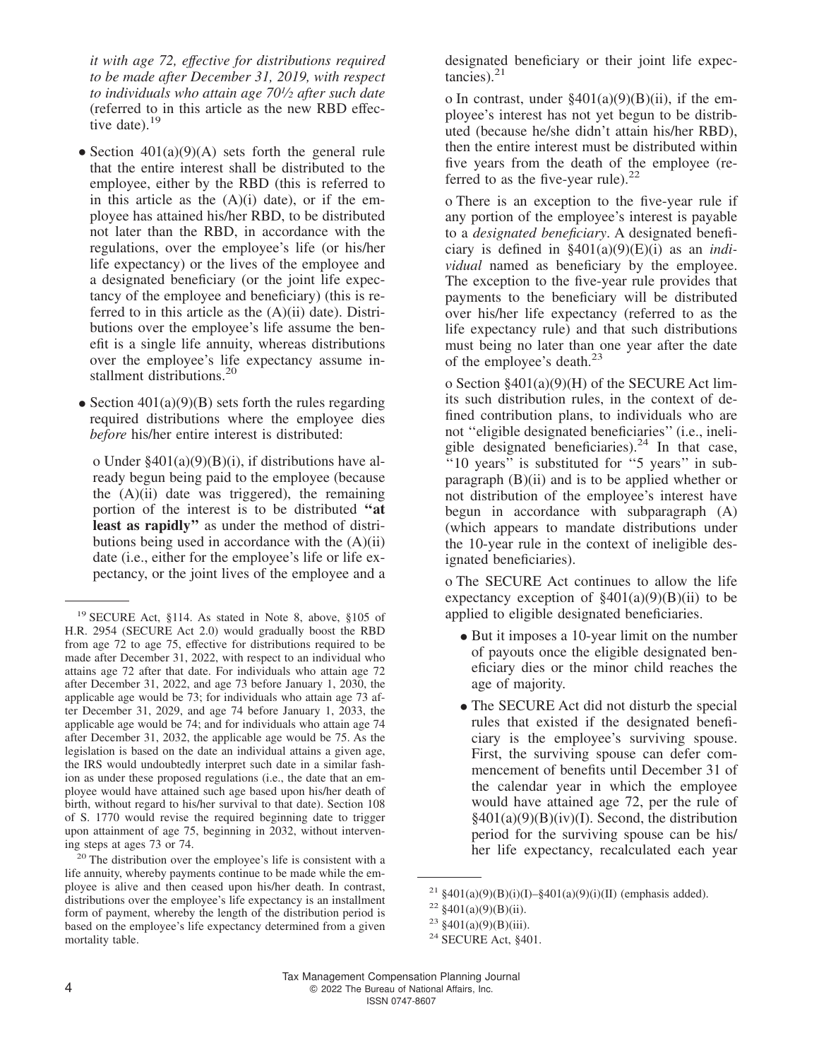*it with age 72, effective for distributions required to be made after December 31, 2019, with respect to individuals who attain age 70½ after such date* (referred to in this article as the new RBD effective date).[19]

- Section 401(a)(9)(A) sets forth the general rule that the entire interest shall be distributed to the employee, either by the RBD (this is referred to in this article as the (A)(i) date), or if the employee has attained his/her RBD, to be distributed not later than the RBD, in accordance with the regulations, over the employee's life (or his/her life expectancy) or the lives of the employee and a designated beneficiary (or the joint life expectancy of the employee and beneficiary) (this is referred to in this article as the (A)(ii) date). Distributions over the employee's life assume the benefit is a single life annuity, whereas distributions over the employee's life expectancy assume installment distributions.[20]

- Section 401(a)(9)(B) sets forth the rules regarding required distributions where the employee dies *before* his/her entire interest is distributed:

  o Under §401(a)(9)(B)(i), if distributions have already begun being paid to the employee (because the (A)(ii) date was triggered), the remaining portion of the interest is to be distributed **"at least as rapidly"** as under the method of distributions being used in accordance with the (A)(ii) date (i.e., either for the employee's life or life expectancy, or the joint lives of the employee and a designated beneficiary or their joint life expectancies).[21]

  o In contrast, under §401(a)(9)(B)(ii), if the employee's interest has not yet begun to be distributed (because he/she didn't attain his/her RBD), then the entire interest must be distributed within five years from the death of the employee (referred to as the five-year rule).[22]

  o There is an exception to the five-year rule if any portion of the employee's interest is payable to a *designated beneficiary*. A designated beneficiary is defined in §401(a)(9)(E)(i) as an *individual* named as beneficiary by the employee. The exception to the five-year rule provides that payments to the beneficiary will be distributed over his/her life expectancy (referred to as the life expectancy rule) and that such distributions must being no later than one year after the date of the employee's death.[23]

  o Section §401(a)(9)(H) of the SECURE Act limits such distribution rules, in the context of defined contribution plans, to individuals who are not "eligible designated beneficiaries" (i.e., ineligible designated beneficiaries).[24] In that case, "10 years" is substituted for "5 years" in subparagraph (B)(ii) and is to be applied whether or not distribution of the employee's interest have begun in accordance with subparagraph (A) (which appears to mandate distributions under the 10-year rule in the context of ineligible designated beneficiaries).

  o The SECURE Act continues to allow the life expectancy exception of §401(a)(9)(B)(ii) to be applied to eligible designated beneficiaries.

    - But it imposes a 10-year limit on the number of payouts once the eligible designated beneficiary dies or the minor child reaches the age of majority.

    - The SECURE Act did not disturb the special rules that existed if the designated beneficiary is the employee's surviving spouse. First, the surviving spouse can defer commencement of benefits until December 31 of the calendar year in which the employee would have attained age 72, per the rule of §401(a)(9)(B)(iv)(I). Second, the distribution period for the surviving spouse can be his/her life expectancy, recalculated each year

---

[19] SECURE Act, §114. As stated in Note 8, above, §105 of H.R. 2954 (SECURE Act 2.0) would gradually boost the RBD from age 72 to age 75, effective for distributions required to be made after December 31, 2022, with respect to an individual who attains age 72 after that date. For individuals who attain age 72 after December 31, 2022, and age 73 before January 1, 2030, the applicable age would be 73; for individuals who attain age 73 after December 31, 2029, and age 74 before January 1, 2033, the applicable age would be 74; and for individuals who attain age 74 after December 31, 2032, the applicable age would be 75. As the legislation is based on the date an individual attains a given age, the IRS would undoubtedly interpret such date in a similar fashion as under these proposed regulations (i.e., the date that an employee would have attained such age based upon his/her death of birth, without regard to his/her survival to that date). Section 108 of S. 1770 would revise the required beginning date to trigger upon attainment of age 75, beginning in 2032, without intervening steps at ages 73 or 74.

[20] The distribution over the employee's life is consistent with a life annuity, whereby payments continue to be made while the employee is alive and then ceased upon his/her death. In contrast, distributions over the employee's life expectancy is an installment form of payment, whereby the length of the distribution period is based on the employee's life expectancy determined from a given mortality table.

[21] §401(a)(9)(B)(i)(I)–§401(a)(9)(i)(II) (emphasis added).

[22] §401(a)(9)(B)(ii).

[23] §401(a)(9)(B)(iii).

[24] SECURE Act, §401.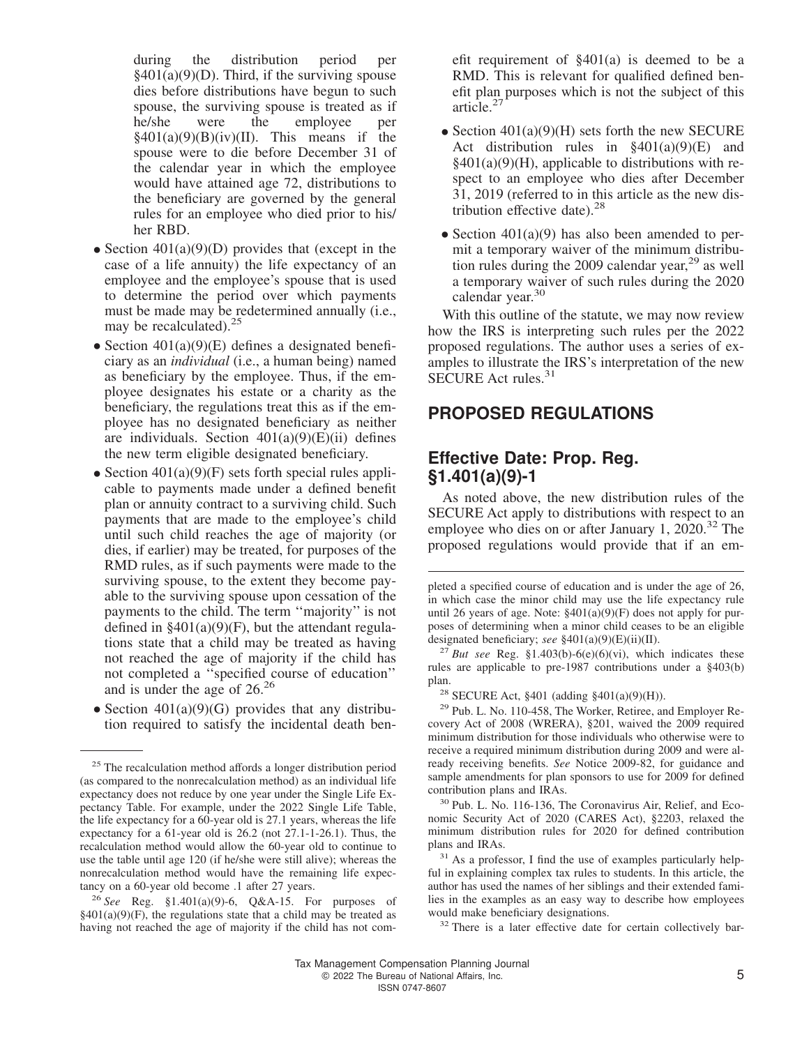during the distribution period per §401(a)(9)(D). Third, if the surviving spouse dies before distributions have begun to such spouse, the surviving spouse is treated as if he/she were the employee per §401(a)(9)(B)(iv)(II). This means if the spouse were to die before December 31 of the calendar year in which the employee would have attained age 72, distributions to the beneficiary are governed by the general rules for an employee who died prior to his/her RBD.

- Section 401(a)(9)(D) provides that (except in the case of a life annuity) the life expectancy of an employee and the employee's spouse that is used to determine the period over which payments must be made may be redetermined annually (i.e., may be recalculated).[25]
- Section 401(a)(9)(E) defines a designated beneficiary as an *individual* (i.e., a human being) named as beneficiary by the employee. Thus, if the employee designates his estate or a charity as the beneficiary, the regulations treat this as if the employee has no designated beneficiary as neither are individuals. Section 401(a)(9)(E)(ii) defines the new term eligible designated beneficiary.
- Section 401(a)(9)(F) sets forth special rules applicable to payments made under a defined benefit plan or annuity contract to a surviving child. Such payments that are made to the employee's child until such child reaches the age of majority (or dies, if earlier) may be treated, for purposes of the RMD rules, as if such payments were made to the surviving spouse, to the extent they become payable to the surviving spouse upon cessation of the payments to the child. The term ''majority'' is not defined in §401(a)(9)(F), but the attendant regulations state that a child may be treated as having not reached the age of majority if the child has not completed a ''specified course of education'' and is under the age of 26.[26]
- Section 401(a)(9)(G) provides that any distribution required to satisfy the incidental death benefit requirement of §401(a) is deemed to be a RMD. This is relevant for qualified defined benefit plan purposes which is not the subject of this article.[27]
- Section 401(a)(9)(H) sets forth the new SECURE Act distribution rules in §401(a)(9)(E) and §401(a)(9)(H), applicable to distributions with respect to an employee who dies after December 31, 2019 (referred to in this article as the new distribution effective date).[28]
- Section 401(a)(9) has also been amended to permit a temporary waiver of the minimum distribution rules during the 2009 calendar year,[29] as well a temporary waiver of such rules during the 2020 calendar year.[30]

With this outline of the statute, we may now review how the IRS is interpreting such rules per the 2022 proposed regulations. The author uses a series of examples to illustrate the IRS's interpretation of the new SECURE Act rules.[31]

## PROPOSED REGULATIONS

### Effective Date: Prop. Reg. §1.401(a)(9)-1

As noted above, the new distribution rules of the SECURE Act apply to distributions with respect to an employee who dies on or after January 1, 2020.[32] The proposed regulations would provide that if an em-

---

[25] The recalculation method affords a longer distribution period (as compared to the nonrecalculation method) as an individual life expectancy does not reduce by one year under the Single Life Expectancy Table. For example, under the 2022 Single Life Table, the life expectancy for a 60-year old is 27.1 years, whereas the life expectancy for a 61-year old is 26.2 (not 27.1-1-26.1). Thus, the recalculation method would allow the 60-year old to continue to use the table until age 120 (if he/she were still alive); whereas the nonrecalculation method would have the remaining life expectancy on a 60-year old become .1 after 27 years.

[26] *See* Reg. §1.401(a)(9)-6, Q&A-15. For purposes of §401(a)(9)(F), the regulations state that a child may be treated as having not reached the age of majority if the child has not completed a specified course of education and is under the age of 26, in which case the minor child may use the life expectancy rule until 26 years of age. Note: §401(a)(9)(F) does not apply for purposes of determining when a minor child ceases to be an eligible designated beneficiary; *see* §401(a)(9)(E)(ii)(II).

[27] *But see* Reg. §1.403(b)-6(e)(6)(vi), which indicates these rules are applicable to pre-1987 contributions under a §403(b) plan.

[28] SECURE Act, §401 (adding §401(a)(9)(H)).

[29] Pub. L. No. 110-458, The Worker, Retiree, and Employer Recovery Act of 2008 (WRERA), §201, waived the 2009 required minimum distribution for those individuals who otherwise were to receive a required minimum distribution during 2009 and were already receiving benefits. *See* Notice 2009-82, for guidance and sample amendments for plan sponsors to use for 2009 for defined contribution plans and IRAs.

[30] Pub. L. No. 116-136, The Coronavirus Air, Relief, and Economic Security Act of 2020 (CARES Act), §2203, relaxed the minimum distribution rules for 2020 for defined contribution plans and IRAs.

[31] As a professor, I find the use of examples particularly helpful in explaining complex tax rules to students. In this article, the author has used the names of her siblings and their extended families in the examples as an easy way to describe how employees would make beneficiary designations.

[32] There is a later effective date for certain collectively bar-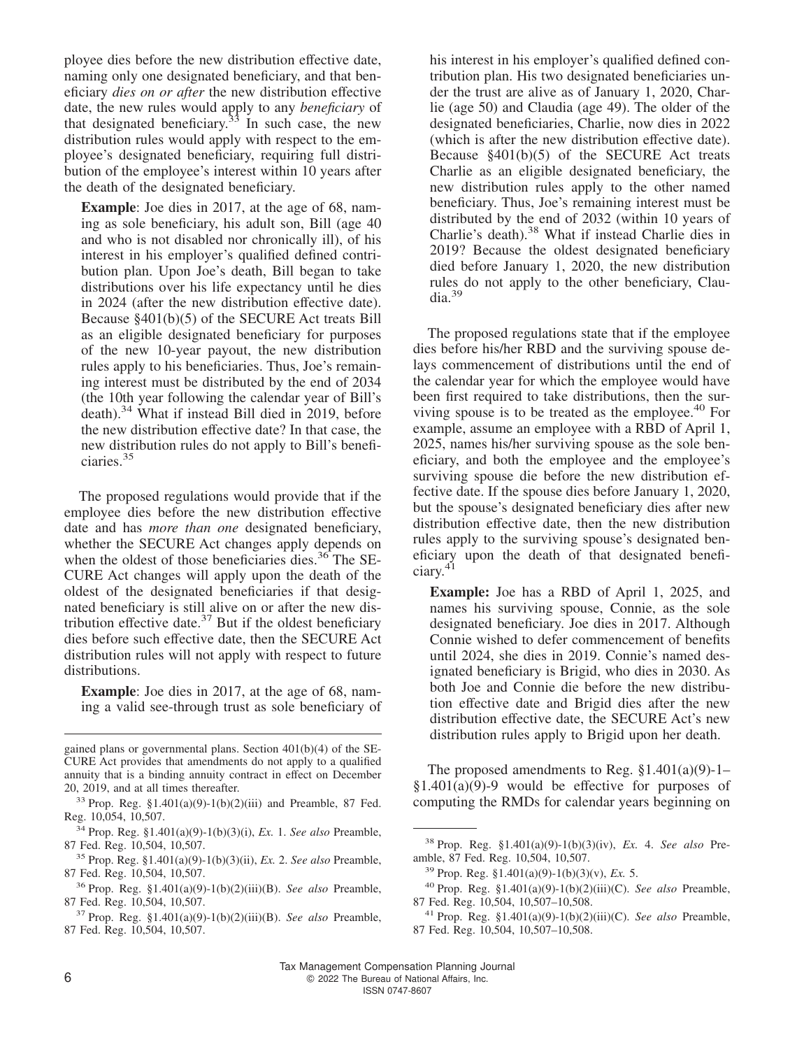ployee dies before the new distribution effective date, naming only one designated beneficiary, and that beneficiary *dies on or after* the new distribution effective date, the new rules would apply to any *beneficiary* of that designated beneficiary.[33] In such case, the new distribution rules would apply with respect to the employee's designated beneficiary, requiring full distribution of the employee's interest within 10 years after the death of the designated beneficiary.

> **Example**: Joe dies in 2017, at the age of 68, naming as sole beneficiary, his adult son, Bill (age 40 and who is not disabled nor chronically ill), of his interest in his employer's qualified defined contribution plan. Upon Joe's death, Bill began to take distributions over his life expectancy until he dies in 2024 (after the new distribution effective date). Because §401(b)(5) of the SECURE Act treats Bill as an eligible designated beneficiary for purposes of the new 10-year payout, the new distribution rules apply to his beneficiaries. Thus, Joe's remaining interest must be distributed by the end of 2034 (the 10th year following the calendar year of Bill's death).[34] What if instead Bill died in 2019, before the new distribution effective date? In that case, the new distribution rules do not apply to Bill's beneficiaries.[35]

The proposed regulations would provide that if the employee dies before the new distribution effective date and has *more than one* designated beneficiary, whether the SECURE Act changes apply depends on when the oldest of those beneficiaries dies.[36] The SECURE Act changes will apply upon the death of the oldest of the designated beneficiaries if that designated beneficiary is still alive on or after the new distribution effective date.[37] But if the oldest beneficiary dies before such effective date, then the SECURE Act distribution rules will not apply with respect to future distributions.

> **Example**: Joe dies in 2017, at the age of 68, naming a valid see-through trust as sole beneficiary of his interest in his employer's qualified defined contribution plan. His two designated beneficiaries under the trust are alive as of January 1, 2020, Charlie (age 50) and Claudia (age 49). The older of the designated beneficiaries, Charlie, now dies in 2022 (which is after the new distribution effective date). Because §401(b)(5) of the SECURE Act treats Charlie as an eligible designated beneficiary, the new distribution rules apply to the other named beneficiary. Thus, Joe's remaining interest must be distributed by the end of 2032 (within 10 years of Charlie's death).[38] What if instead Charlie dies in 2019? Because the oldest designated beneficiary died before January 1, 2020, the new distribution rules do not apply to the other beneficiary, Claudia.[39]

The proposed regulations state that if the employee dies before his/her RBD and the surviving spouse delays commencement of distributions until the end of the calendar year for which the employee would have been first required to take distributions, then the surviving spouse is to be treated as the employee.[40] For example, assume an employee with a RBD of April 1, 2025, names his/her surviving spouse as the sole beneficiary, and both the employee and the employee's surviving spouse die before the new distribution effective date. If the spouse dies before January 1, 2020, but the spouse's designated beneficiary dies after new distribution effective date, then the new distribution rules apply to the surviving spouse's designated beneficiary upon the death of that designated beneficiary.[41]

> **Example:** Joe has a RBD of April 1, 2025, and names his surviving spouse, Connie, as the sole designated beneficiary. Joe dies in 2017. Although Connie wished to defer commencement of benefits until 2024, she dies in 2019. Connie's named designated beneficiary is Brigid, who dies in 2030. As both Joe and Connie die before the new distribution effective date and Brigid dies after the new distribution effective date, the SECURE Act's new distribution rules apply to Brigid upon her death.

The proposed amendments to Reg. §1.401(a)(9)-1–§1.401(a)(9)-9 would be effective for purposes of computing the RMDs for calendar years beginning on

---

gained plans or governmental plans. Section 401(b)(4) of the SECURE Act provides that amendments do not apply to a qualified annuity that is a binding annuity contract in effect on December 20, 2019, and at all times thereafter.

[33] Prop. Reg. §1.401(a)(9)-1(b)(2)(iii) and Preamble, 87 Fed. Reg. 10,054, 10,507.

[34] Prop. Reg. §1.401(a)(9)-1(b)(3)(i), *Ex.* 1. *See also* Preamble, 87 Fed. Reg. 10,504, 10,507.

[35] Prop. Reg. §1.401(a)(9)-1(b)(3)(ii), *Ex.* 2. *See also* Preamble, 87 Fed. Reg. 10,504, 10,507.

[36] Prop. Reg. §1.401(a)(9)-1(b)(2)(iii)(B). *See also* Preamble, 87 Fed. Reg. 10,504, 10,507.

[37] Prop. Reg. §1.401(a)(9)-1(b)(2)(iii)(B). *See also* Preamble, 87 Fed. Reg. 10,504, 10,507.

[38] Prop. Reg. §1.401(a)(9)-1(b)(3)(iv), *Ex.* 4. *See also* Preamble, 87 Fed. Reg. 10,504, 10,507.

[39] Prop. Reg. §1.401(a)(9)-1(b)(3)(v), *Ex.* 5.

[40] Prop. Reg. §1.401(a)(9)-1(b)(2)(iii)(C). *See also* Preamble, 87 Fed. Reg. 10,504, 10,507–10,508.

[41] Prop. Reg. §1.401(a)(9)-1(b)(2)(iii)(C). *See also* Preamble, 87 Fed. Reg. 10,504, 10,507–10,508.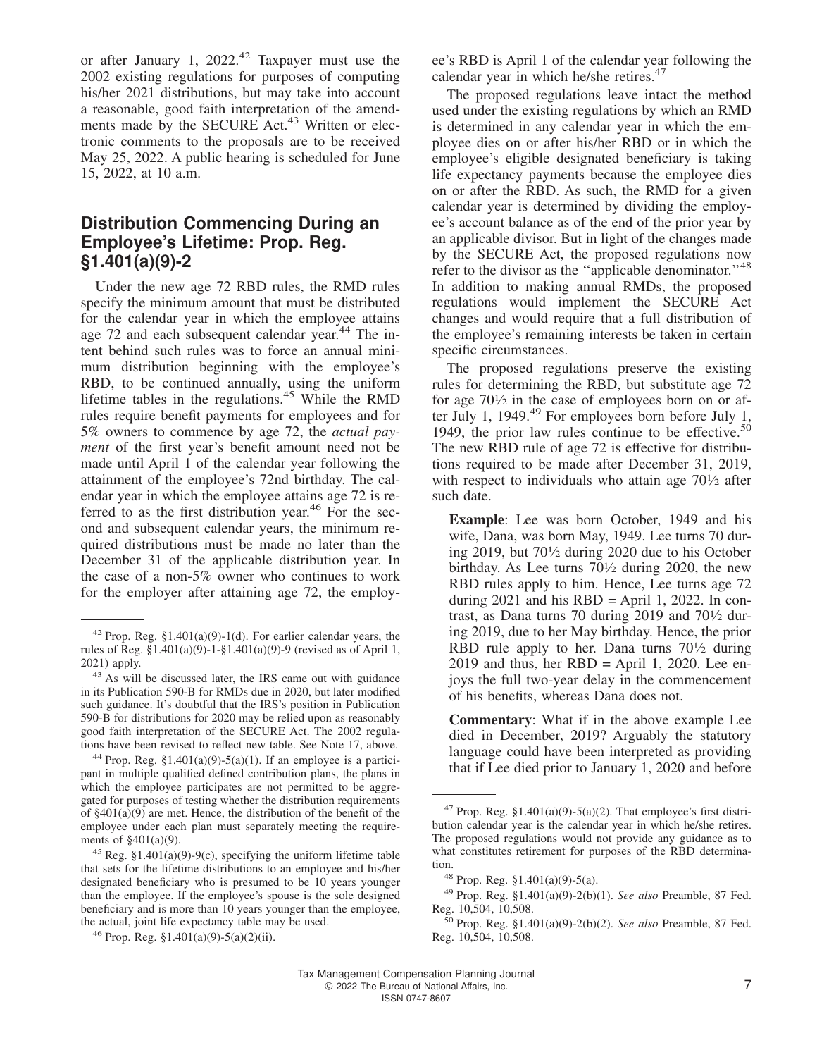or after January 1, 2022.[42] Taxpayer must use the 2002 existing regulations for purposes of computing his/her 2021 distributions, but may take into account a reasonable, good faith interpretation of the amendments made by the SECURE Act.[43] Written or electronic comments to the proposals are to be received May 25, 2022. A public hearing is scheduled for June 15, 2022, at 10 a.m.

## Distribution Commencing During an Employee's Lifetime: Prop. Reg. §1.401(a)(9)-2

Under the new age 72 RBD rules, the RMD rules specify the minimum amount that must be distributed for the calendar year in which the employee attains age 72 and each subsequent calendar year.[44] The intent behind such rules was to force an annual minimum distribution beginning with the employee's RBD, to be continued annually, using the uniform lifetime tables in the regulations.[45] While the RMD rules require benefit payments for employees and for 5% owners to commence by age 72, the *actual payment* of the first year's benefit amount need not be made until April 1 of the calendar year following the attainment of the employee's 72nd birthday. The calendar year in which the employee attains age 72 is referred to as the first distribution year.[46] For the second and subsequent calendar years, the minimum required distributions must be made no later than the December 31 of the applicable distribution year. In the case of a non-5% owner who continues to work for the employer after attaining age 72, the employee's RBD is April 1 of the calendar year following the calendar year in which he/she retires.[47]

The proposed regulations leave intact the method used under the existing regulations by which an RMD is determined in any calendar year in which the employee dies on or after his/her RBD or in which the employee's eligible designated beneficiary is taking life expectancy payments because the employee dies on or after the RBD. As such, the RMD for a given calendar year is determined by dividing the employee's account balance as of the end of the prior year by an applicable divisor. But in light of the changes made by the SECURE Act, the proposed regulations now refer to the divisor as the ''applicable denominator.''[48] In addition to making annual RMDs, the proposed regulations would implement the SECURE Act changes and would require that a full distribution of the employee's remaining interests be taken in certain specific circumstances.

The proposed regulations preserve the existing rules for determining the RBD, but substitute age 72 for age 70½ in the case of employees born on or after July 1, 1949.[49] For employees born before July 1, 1949, the prior law rules continue to be effective.[50] The new RBD rule of age 72 is effective for distributions required to be made after December 31, 2019, with respect to individuals who attain age 70½ after such date.

> **Example**: Lee was born October, 1949 and his wife, Dana, was born May, 1949. Lee turns 70 during 2019, but 70½ during 2020 due to his October birthday. As Lee turns 70½ during 2020, the new RBD rules apply to him. Hence, Lee turns age 72 during 2021 and his RBD = April 1, 2022. In contrast, as Dana turns 70 during 2019 and 70½ during 2019, due to her May birthday. Hence, the prior RBD rule apply to her. Dana turns 70½ during 2019 and thus, her RBD = April 1, 2020. Lee enjoys the full two-year delay in the commencement of his benefits, whereas Dana does not.

> **Commentary**: What if in the above example Lee died in December, 2019? Arguably the statutory language could have been interpreted as providing that if Lee died prior to January 1, 2020 and before

---

[42] Prop. Reg. §1.401(a)(9)-1(d). For earlier calendar years, the rules of Reg. §1.401(a)(9)-1-§1.401(a)(9)-9 (revised as of April 1, 2021) apply.

[43] As will be discussed later, the IRS came out with guidance in its Publication 590-B for RMDs due in 2020, but later modified such guidance. It's doubtful that the IRS's position in Publication 590-B for distributions for 2020 may be relied upon as reasonably good faith interpretation of the SECURE Act. The 2002 regulations have been revised to reflect new table. See Note 17, above.

[44] Prop. Reg. §1.401(a)(9)-5(a)(1). If an employee is a participant in multiple qualified defined contribution plans, the plans in which the employee participates are not permitted to be aggregated for purposes of testing whether the distribution requirements of §401(a)(9) are met. Hence, the distribution of the benefit of the employee under each plan must separately meeting the requirements of §401(a)(9).

[45] Reg. §1.401(a)(9)-9(c), specifying the uniform lifetime table that sets for the lifetime distributions to an employee and his/her designated beneficiary who is presumed to be 10 years younger than the employee. If the employee's spouse is the sole designed beneficiary and is more than 10 years younger than the employee, the actual, joint life expectancy table may be used.

[46] Prop. Reg. §1.401(a)(9)-5(a)(2)(ii).

[47] Prop. Reg. §1.401(a)(9)-5(a)(2). That employee's first distribution calendar year is the calendar year in which he/she retires. The proposed regulations would not provide any guidance as to what constitutes retirement for purposes of the RBD determination.

[48] Prop. Reg. §1.401(a)(9)-5(a).

[49] Prop. Reg. §1.401(a)(9)-2(b)(1). *See also* Preamble, 87 Fed. Reg. 10,504, 10,508.

[50] Prop. Reg. §1.401(a)(9)-2(b)(2). *See also* Preamble, 87 Fed. Reg. 10,504, 10,508.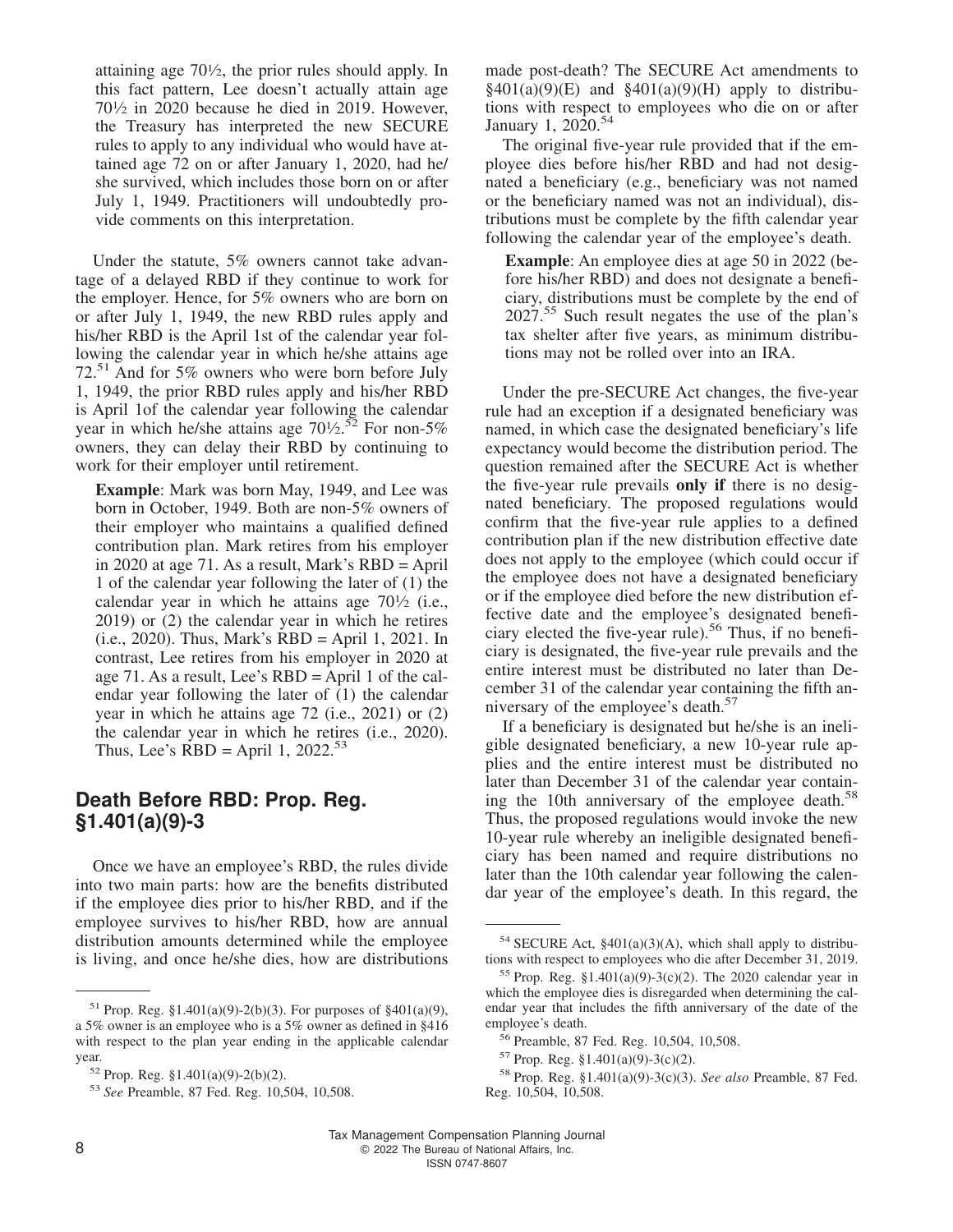attaining age 70½, the prior rules should apply. In this fact pattern, Lee doesn't actually attain age 70½ in 2020 because he died in 2019. However, the Treasury has interpreted the new SECURE rules to apply to any individual who would have attained age 72 on or after January 1, 2020, had he/she survived, which includes those born on or after July 1, 1949. Practitioners will undoubtedly provide comments on this interpretation.

Under the statute, 5% owners cannot take advantage of a delayed RBD if they continue to work for the employer. Hence, for 5% owners who are born on or after July 1, 1949, the new RBD rules apply and his/her RBD is the April 1st of the calendar year following the calendar year in which he/she attains age 72.[51] And for 5% owners who were born before July 1, 1949, the prior RBD rules apply and his/her RBD is April 1of the calendar year following the calendar year in which he/she attains age 70½.[52] For non-5% owners, they can delay their RBD by continuing to work for their employer until retirement.

> **Example**: Mark was born May, 1949, and Lee was born in October, 1949. Both are non-5% owners of their employer who maintains a qualified defined contribution plan. Mark retires from his employer in 2020 at age 71. As a result, Mark's RBD = April 1 of the calendar year following the later of (1) the calendar year in which he attains age 70½ (i.e., 2019) or (2) the calendar year in which he retires (i.e., 2020). Thus, Mark's RBD = April 1, 2021. In contrast, Lee retires from his employer in 2020 at age 71. As a result, Lee's RBD = April 1 of the calendar year following the later of (1) the calendar year in which he attains age 72 (i.e., 2021) or (2) the calendar year in which he retires (i.e., 2020). Thus, Lee's RBD = April 1, 2022.[53]

## Death Before RBD: Prop. Reg. §1.401(a)(9)-3

Once we have an employee's RBD, the rules divide into two main parts: how are the benefits distributed if the employee dies prior to his/her RBD, and if the employee survives to his/her RBD, how are annual distribution amounts determined while the employee is living, and once he/she dies, how are distributions made post-death? The SECURE Act amendments to §401(a)(9)(E) and §401(a)(9)(H) apply to distributions with respect to employees who die on or after January 1, 2020.[54]

The original five-year rule provided that if the employee dies before his/her RBD and had not designated a beneficiary (e.g., beneficiary was not named or the beneficiary named was not an individual), distributions must be complete by the fifth calendar year following the calendar year of the employee's death.

> **Example**: An employee dies at age 50 in 2022 (before his/her RBD) and does not designate a beneficiary, distributions must be complete by the end of 2027.[55] Such result negates the use of the plan's tax shelter after five years, as minimum distributions may not be rolled over into an IRA.

Under the pre-SECURE Act changes, the five-year rule had an exception if a designated beneficiary was named, in which case the designated beneficiary's life expectancy would become the distribution period. The question remained after the SECURE Act is whether the five-year rule prevails **only if** there is no designated beneficiary. The proposed regulations would confirm that the five-year rule applies to a defined contribution plan if the new distribution effective date does not apply to the employee (which could occur if the employee does not have a designated beneficiary or if the employee died before the new distribution effective date and the employee's designated beneficiary elected the five-year rule).[56] Thus, if no beneficiary is designated, the five-year rule prevails and the entire interest must be distributed no later than December 31 of the calendar year containing the fifth anniversary of the employee's death.[57]

If a beneficiary is designated but he/she is an ineligible designated beneficiary, a new 10-year rule applies and the entire interest must be distributed no later than December 31 of the calendar year containing the 10th anniversary of the employee death.[58] Thus, the proposed regulations would invoke the new 10-year rule whereby an ineligible designated beneficiary has been named and require distributions no later than the 10th calendar year following the calendar year of the employee's death. In this regard, the

---

[51] Prop. Reg. §1.401(a)(9)-2(b)(3). For purposes of §401(a)(9), a 5% owner is an employee who is a 5% owner as defined in §416 with respect to the plan year ending in the applicable calendar year.

[52] Prop. Reg. §1.401(a)(9)-2(b)(2).

[53] *See* Preamble, 87 Fed. Reg. 10,504, 10,508.

[54] SECURE Act, §401(a)(3)(A), which shall apply to distributions with respect to employees who die after December 31, 2019.

[55] Prop. Reg. §1.401(a)(9)-3(c)(2). The 2020 calendar year in which the employee dies is disregarded when determining the calendar year that includes the fifth anniversary of the date of the employee's death.

[56] Preamble, 87 Fed. Reg. 10,504, 10,508.

[57] Prop. Reg. §1.401(a)(9)-3(c)(2).

[58] Prop. Reg. §1.401(a)(9)-3(c)(3). *See also* Preamble, 87 Fed. Reg. 10,504, 10,508.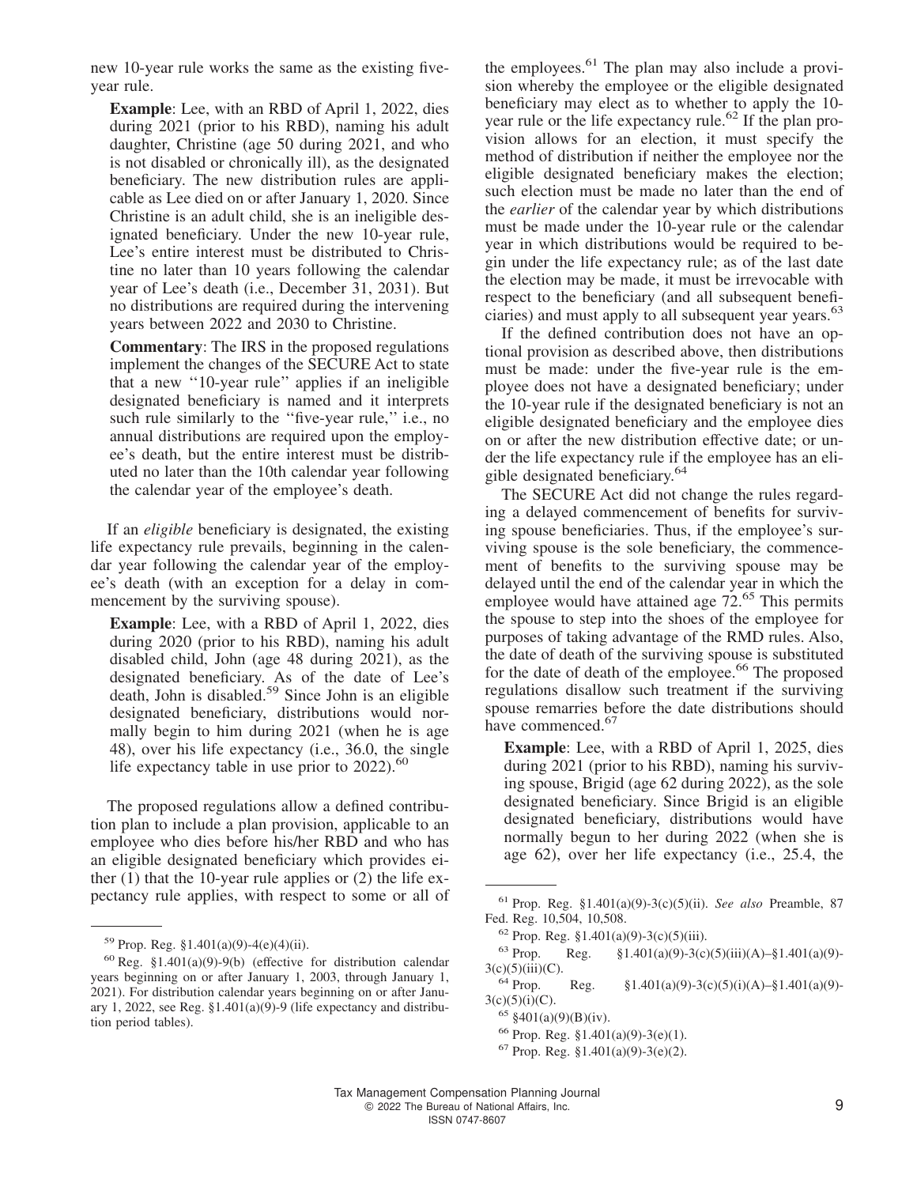new 10-year rule works the same as the existing five-year rule.

> **Example**: Lee, with an RBD of April 1, 2022, dies during 2021 (prior to his RBD), naming his adult daughter, Christine (age 50 during 2021, and who is not disabled or chronically ill), as the designated beneficiary. The new distribution rules are applicable as Lee died on or after January 1, 2020. Since Christine is an adult child, she is an ineligible designated beneficiary. Under the new 10-year rule, Lee's entire interest must be distributed to Christine no later than 10 years following the calendar year of Lee's death (i.e., December 31, 2031). But no distributions are required during the intervening years between 2022 and 2030 to Christine.

> **Commentary**: The IRS in the proposed regulations implement the changes of the SECURE Act to state that a new ''10-year rule'' applies if an ineligible designated beneficiary is named and it interprets such rule similarly to the ''five-year rule,'' i.e., no annual distributions are required upon the employee's death, but the entire interest must be distributed no later than the 10th calendar year following the calendar year of the employee's death.

If an *eligible* beneficiary is designated, the existing life expectancy rule prevails, beginning in the calendar year following the calendar year of the employee's death (with an exception for a delay in commencement by the surviving spouse).

> **Example**: Lee, with a RBD of April 1, 2022, dies during 2020 (prior to his RBD), naming his adult disabled child, John (age 48 during 2021), as the designated beneficiary. As of the date of Lee's death, John is disabled.[59] Since John is an eligible designated beneficiary, distributions would normally begin to him during 2021 (when he is age 48), over his life expectancy (i.e., 36.0, the single life expectancy table in use prior to 2022).[60]

The proposed regulations allow a defined contribution plan to include a plan provision, applicable to an employee who dies before his/her RBD and who has an eligible designated beneficiary which provides either (1) that the 10-year rule applies or (2) the life expectancy rule applies, with respect to some or all of the employees.[61] The plan may also include a provision whereby the employee or the eligible designated beneficiary may elect as to whether to apply the 10-year rule or the life expectancy rule.[62] If the plan provision allows for an election, it must specify the method of distribution if neither the employee nor the eligible designated beneficiary makes the election; such election must be made no later than the end of the *earlier* of the calendar year by which distributions must be made under the 10-year rule or the calendar year in which distributions would be required to begin under the life expectancy rule; as of the last date the election may be made, it must be irrevocable with respect to the beneficiary (and all subsequent beneficiaries) and must apply to all subsequent year years.[63]

If the defined contribution does not have an optional provision as described above, then distributions must be made: under the five-year rule is the employee does not have a designated beneficiary; under the 10-year rule if the designated beneficiary is not an eligible designated beneficiary and the employee dies on or after the new distribution effective date; or under the life expectancy rule if the employee has an eligible designated beneficiary.[64]

The SECURE Act did not change the rules regarding a delayed commencement of benefits for surviving spouse beneficiaries. Thus, if the employee's surviving spouse is the sole beneficiary, the commencement of benefits to the surviving spouse may be delayed until the end of the calendar year in which the employee would have attained age 72.[65] This permits the spouse to step into the shoes of the employee for purposes of taking advantage of the RMD rules. Also, the date of death of the surviving spouse is substituted for the date of death of the employee.[66] The proposed regulations disallow such treatment if the surviving spouse remarries before the date distributions should have commenced.[67]

> **Example**: Lee, with a RBD of April 1, 2025, dies during 2021 (prior to his RBD), naming his surviving spouse, Brigid (age 62 during 2022), as the sole designated beneficiary. Since Brigid is an eligible designated beneficiary, distributions would have normally begun to her during 2022 (when she is age 62), over her life expectancy (i.e., 25.4, the

---

[59] Prop. Reg. §1.401(a)(9)-4(e)(4)(ii).

[60] Reg. §1.401(a)(9)-9(b) (effective for distribution calendar years beginning on or after January 1, 2003, through January 1, 2021). For distribution calendar years beginning on or after January 1, 2022, see Reg. §1.401(a)(9)-9 (life expectancy and distribution period tables).

[61] Prop. Reg. §1.401(a)(9)-3(c)(5)(ii). *See also* Preamble, 87 Fed. Reg. 10,504, 10,508.

[62] Prop. Reg. §1.401(a)(9)-3(c)(5)(iii).

[63] Prop. Reg. §1.401(a)(9)-3(c)(5)(iii)(A)–§1.401(a)(9)-3(c)(5)(iii)(C).

[64] Prop. Reg. §1.401(a)(9)-3(c)(5)(i)(A)–§1.401(a)(9)-3(c)(5)(i)(C).

[65] §401(a)(9)(B)(iv).

[66] Prop. Reg. §1.401(a)(9)-3(e)(1).

[67] Prop. Reg. §1.401(a)(9)-3(e)(2).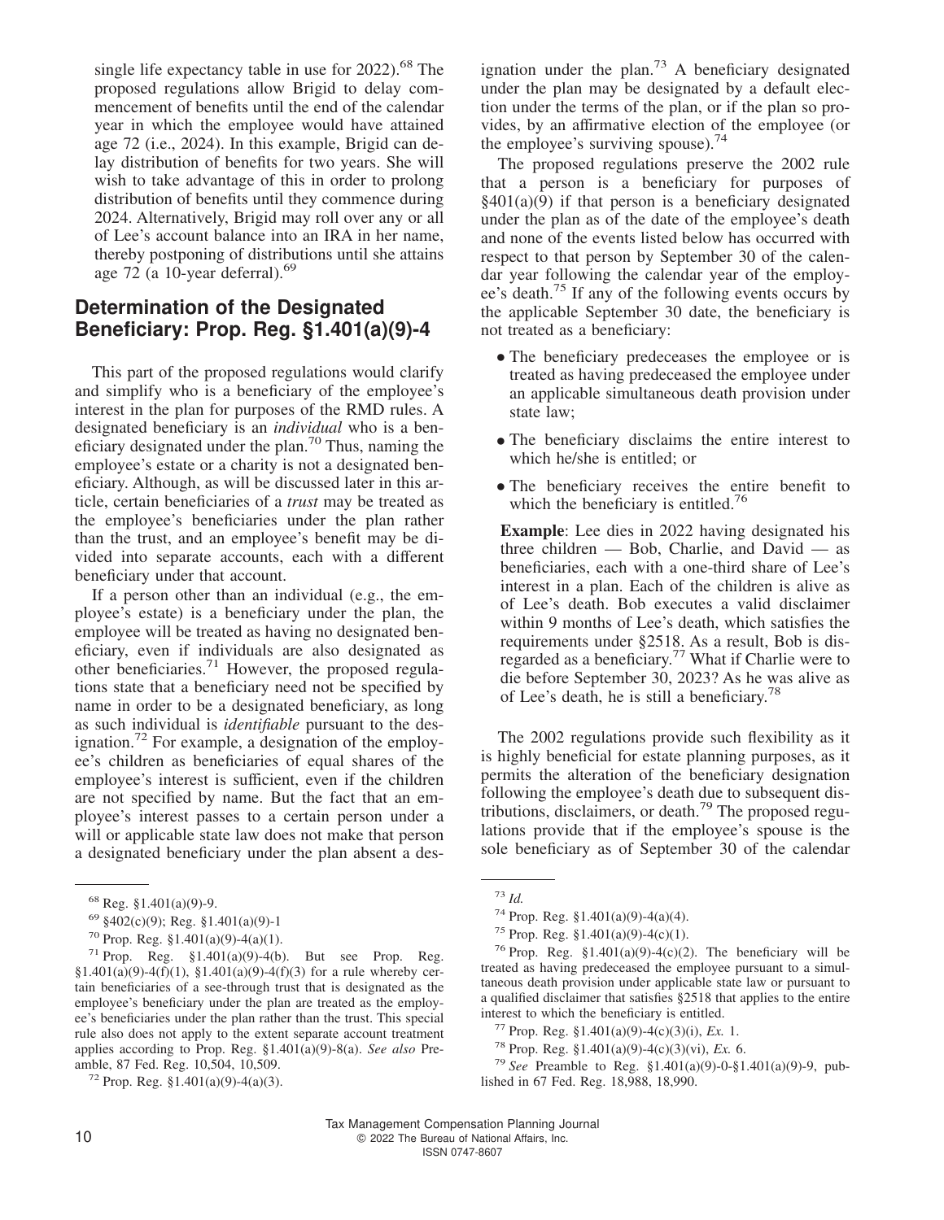single life expectancy table in use for 2022).[68] The proposed regulations allow Brigid to delay commencement of benefits until the end of the calendar year in which the employee would have attained age 72 (i.e., 2024). In this example, Brigid can delay distribution of benefits for two years. She will wish to take advantage of this in order to prolong distribution of benefits until they commence during 2024. Alternatively, Brigid may roll over any or all of Lee's account balance into an IRA in her name, thereby postponing of distributions until she attains age 72 (a 10-year deferral).[69]

## Determination of the Designated Beneficiary: Prop. Reg. §1.401(a)(9)-4

This part of the proposed regulations would clarify and simplify who is a beneficiary of the employee's interest in the plan for purposes of the RMD rules. A designated beneficiary is an *individual* who is a beneficiary designated under the plan.[70] Thus, naming the employee's estate or a charity is not a designated beneficiary. Although, as will be discussed later in this article, certain beneficiaries of a *trust* may be treated as the employee's beneficiaries under the plan rather than the trust, and an employee's benefit may be divided into separate accounts, each with a different beneficiary under that account.

If a person other than an individual (e.g., the employee's estate) is a beneficiary under the plan, the employee will be treated as having no designated beneficiary, even if individuals are also designated as other beneficiaries.[71] However, the proposed regulations state that a beneficiary need not be specified by name in order to be a designated beneficiary, as long as such individual is *identifiable* pursuant to the designation.[72] For example, a designation of the employee's children as beneficiaries of equal shares of the employee's interest is sufficient, even if the children are not specified by name. But the fact that an employee's interest passes to a certain person under a will or applicable state law does not make that person a designated beneficiary under the plan absent a designation under the plan.[73] A beneficiary designated under the plan may be designated by a default election under the terms of the plan, or if the plan so provides, by an affirmative election of the employee (or the employee's surviving spouse).[74]

The proposed regulations preserve the 2002 rule that a person is a beneficiary for purposes of §401(a)(9) if that person is a beneficiary designated under the plan as of the date of the employee's death and none of the events listed below has occurred with respect to that person by September 30 of the calendar year following the calendar year of the employee's death.[75] If any of the following events occurs by the applicable September 30 date, the beneficiary is not treated as a beneficiary:

- The beneficiary predeceases the employee or is treated as having predeceased the employee under an applicable simultaneous death provision under state law;
- The beneficiary disclaims the entire interest to which he/she is entitled; or
- The beneficiary receives the entire benefit to which the beneficiary is entitled.[76]

**Example**: Lee dies in 2022 having designated his three children — Bob, Charlie, and David — as beneficiaries, each with a one-third share of Lee's interest in a plan. Each of the children is alive as of Lee's death. Bob executes a valid disclaimer within 9 months of Lee's death, which satisfies the requirements under §2518. As a result, Bob is disregarded as a beneficiary.[77] What if Charlie were to die before September 30, 2023? As he was alive as of Lee's death, he is still a beneficiary.[78]

The 2002 regulations provide such flexibility as it is highly beneficial for estate planning purposes, as it permits the alteration of the beneficiary designation following the employee's death due to subsequent distributions, disclaimers, or death.[79] The proposed regulations provide that if the employee's spouse is the sole beneficiary as of September 30 of the calendar

---

[68] Reg. §1.401(a)(9)-9.

[69] §402(c)(9); Reg. §1.401(a)(9)-1

[70] Prop. Reg. §1.401(a)(9)-4(a)(1).

[71] Prop. Reg. §1.401(a)(9)-4(b). But see Prop. Reg. §1.401(a)(9)-4(f)(1), §1.401(a)(9)-4(f)(3) for a rule whereby certain beneficiaries of a see-through trust that is designated as the employee's beneficiary under the plan are treated as the employee's beneficiaries under the plan rather than the trust. This special rule also does not apply to the extent separate account treatment applies according to Prop. Reg. §1.401(a)(9)-8(a). *See also* Preamble, 87 Fed. Reg. 10,504, 10,509.

[72] Prop. Reg. §1.401(a)(9)-4(a)(3).

[73] *Id.*

[74] Prop. Reg. §1.401(a)(9)-4(a)(4).

[75] Prop. Reg. §1.401(a)(9)-4(c)(1).

[76] Prop. Reg. §1.401(a)(9)-4(c)(2). The beneficiary will be treated as having predeceased the employee pursuant to a simultaneous death provision under applicable state law or pursuant to a qualified disclaimer that satisfies §2518 that applies to the entire interest to which the beneficiary is entitled.

[77] Prop. Reg. §1.401(a)(9)-4(c)(3)(i), *Ex.* 1.

[78] Prop. Reg. §1.401(a)(9)-4(c)(3)(vi), *Ex.* 6.

[79] *See* Preamble to Reg. §1.401(a)(9)-0-§1.401(a)(9)-9, published in 67 Fed. Reg. 18,988, 18,990.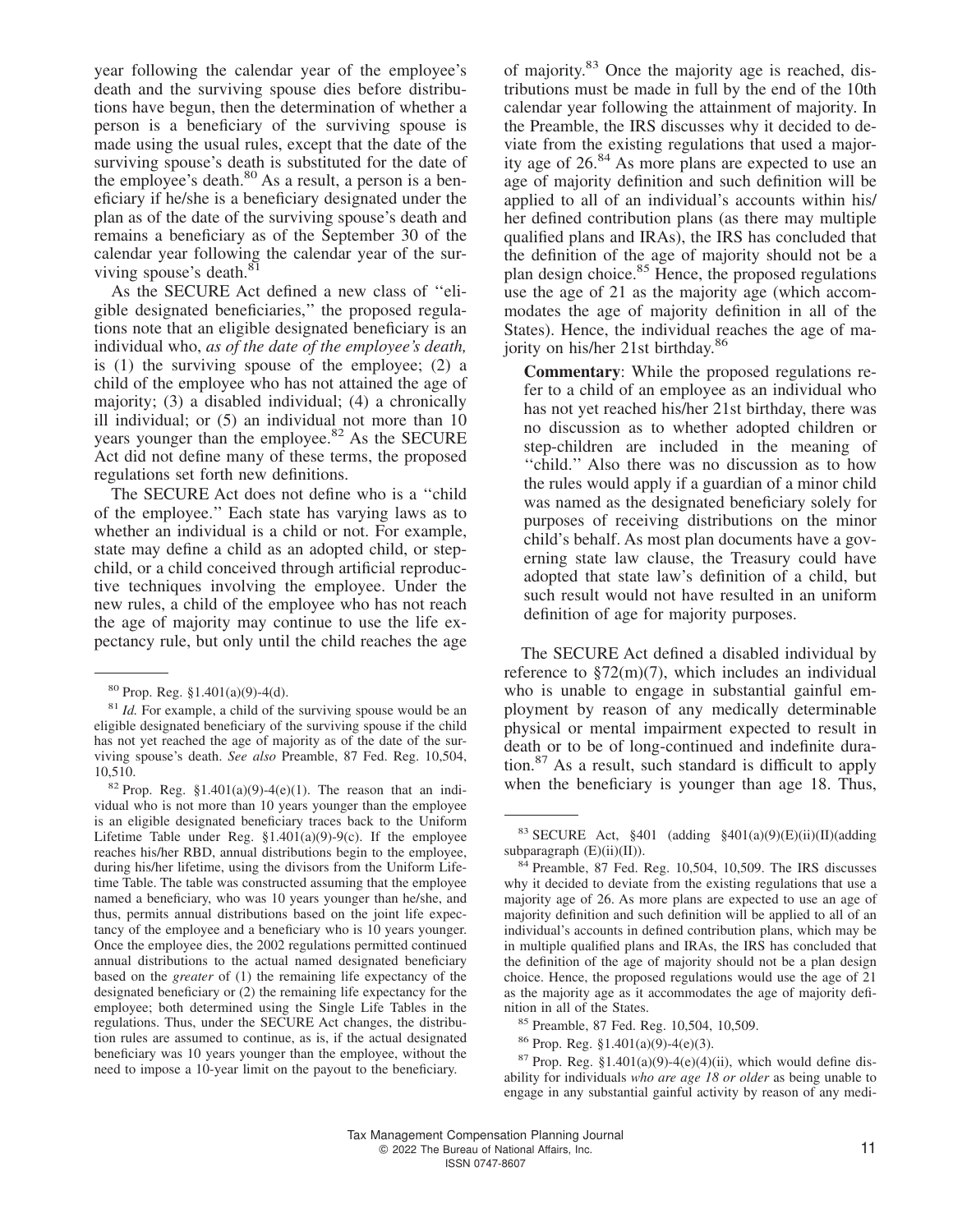year following the calendar year of the employee's death and the surviving spouse dies before distributions have begun, then the determination of whether a person is a beneficiary of the surviving spouse is made using the usual rules, except that the date of the surviving spouse's death is substituted for the date of the employee's death.[80] As a result, a person is a beneficiary if he/she is a beneficiary designated under the plan as of the date of the surviving spouse's death and remains a beneficiary as of the September 30 of the calendar year following the calendar year of the surviving spouse's death.[81]

As the SECURE Act defined a new class of ''eligible designated beneficiaries,'' the proposed regulations note that an eligible designated beneficiary is an individual who, *as of the date of the employee's death,* is (1) the surviving spouse of the employee; (2) a child of the employee who has not attained the age of majority; (3) a disabled individual; (4) a chronically ill individual; or (5) an individual not more than 10 years younger than the employee.[82] As the SECURE Act did not define many of these terms, the proposed regulations set forth new definitions.

The SECURE Act does not define who is a ''child of the employee.'' Each state has varying laws as to whether an individual is a child or not. For example, state may define a child as an adopted child, or step-child, or a child conceived through artificial reproductive techniques involving the employee. Under the new rules, a child of the employee who has not reach the age of majority may continue to use the life expectancy rule, but only until the child reaches the age of majority.[83] Once the majority age is reached, distributions must be made in full by the end of the 10th calendar year following the attainment of majority. In the Preamble, the IRS discusses why it decided to deviate from the existing regulations that used a majority age of 26.[84] As more plans are expected to use an age of majority definition and such definition will be applied to all of an individual's accounts within his/her defined contribution plans (as there may multiple qualified plans and IRAs), the IRS has concluded that the definition of the age of majority should not be a plan design choice.[85] Hence, the proposed regulations use the age of 21 as the majority age (which accommodates the age of majority definition in all of the States). Hence, the individual reaches the age of majority on his/her 21st birthday.[86]

> **Commentary**: While the proposed regulations refer to a child of an employee as an individual who has not yet reached his/her 21st birthday, there was no discussion as to whether adopted children or step-children are included in the meaning of ''child.'' Also there was no discussion as to how the rules would apply if a guardian of a minor child was named as the designated beneficiary solely for purposes of receiving distributions on the minor child's behalf. As most plan documents have a governing state law clause, the Treasury could have adopted that state law's definition of a child, but such result would not have resulted in an uniform definition of age for majority purposes.

The SECURE Act defined a disabled individual by reference to §72(m)(7), which includes an individual who is unable to engage in substantial gainful employment by reason of any medically determinable physical or mental impairment expected to result in death or to be of long-continued and indefinite duration.[87] As a result, such standard is difficult to apply when the beneficiary is younger than age 18. Thus,

---

[80] Prop. Reg. §1.401(a)(9)-4(d).

[81] *Id.* For example, a child of the surviving spouse would be an eligible designated beneficiary of the surviving spouse if the child has not yet reached the age of majority as of the date of the surviving spouse's death. *See also* Preamble, 87 Fed. Reg. 10,504, 10,510.

[82] Prop. Reg. §1.401(a)(9)-4(e)(1). The reason that an individual who is not more than 10 years younger than the employee is an eligible designated beneficiary traces back to the Uniform Lifetime Table under Reg. §1.401(a)(9)-9(c). If the employee reaches his/her RBD, annual distributions begin to the employee, during his/her lifetime, using the divisors from the Uniform Lifetime Table. The table was constructed assuming that the employee named a beneficiary, who was 10 years younger than he/she, and thus, permits annual distributions based on the joint life expectancy of the employee and a beneficiary who is 10 years younger. Once the employee dies, the 2002 regulations permitted continued annual distributions to the actual named designated beneficiary based on the *greater* of (1) the remaining life expectancy of the designated beneficiary or (2) the remaining life expectancy for the employee; both determined using the Single Life Tables in the regulations. Thus, under the SECURE Act changes, the distribution rules are assumed to continue, as is, if the actual designated beneficiary was 10 years younger than the employee, without the need to impose a 10-year limit on the payout to the beneficiary.

[83] SECURE Act, §401 (adding §401(a)(9)(E)(ii)(II)(adding subparagraph (E)(ii)(II)).

[84] Preamble, 87 Fed. Reg. 10,504, 10,509. The IRS discusses why it decided to deviate from the existing regulations that use a majority age of 26. As more plans are expected to use an age of majority definition and such definition will be applied to all of an individual's accounts in defined contribution plans, which may be in multiple qualified plans and IRAs, the IRS has concluded that the definition of the age of majority should not be a plan design choice. Hence, the proposed regulations would use the age of 21 as the majority age as it accommodates the age of majority definition in all of the States.

[85] Preamble, 87 Fed. Reg. 10,504, 10,509.

[86] Prop. Reg. §1.401(a)(9)-4(e)(3).

[87] Prop. Reg. §1.401(a)(9)-4(e)(4)(ii), which would define disability for individuals *who are age 18 or older* as being unable to engage in any substantial gainful activity by reason of any medi-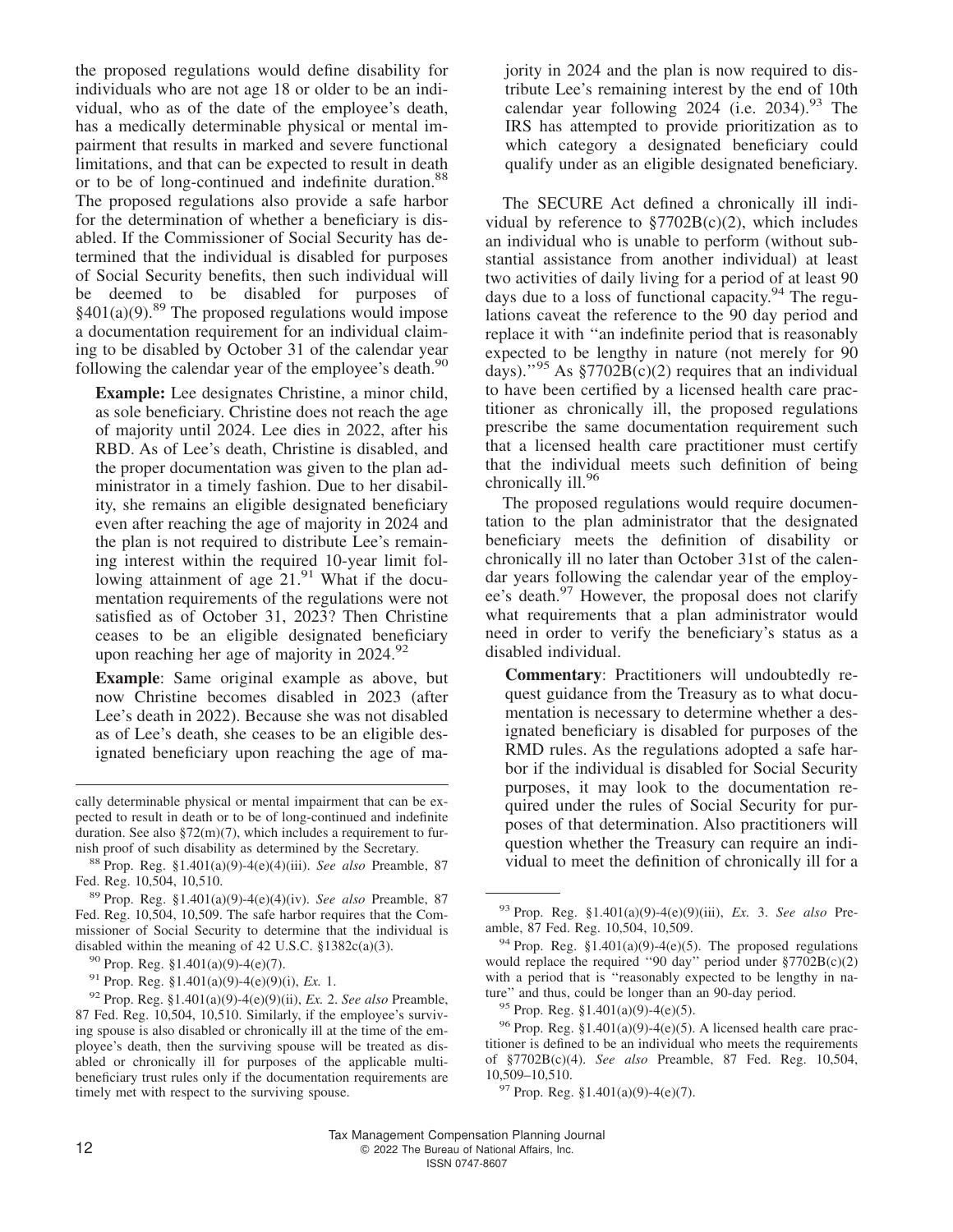the proposed regulations would define disability for individuals who are not age 18 or older to be an individual, who as of the date of the employee's death, has a medically determinable physical or mental impairment that results in marked and severe functional limitations, and that can be expected to result in death or to be of long-continued and indefinite duration.[88] The proposed regulations also provide a safe harbor for the determination of whether a beneficiary is disabled. If the Commissioner of Social Security has determined that the individual is disabled for purposes of Social Security benefits, then such individual will be deemed to be disabled for purposes of §401(a)(9).[89] The proposed regulations would impose a documentation requirement for an individual claiming to be disabled by October 31 of the calendar year following the calendar year of the employee's death.[90]

> **Example:** Lee designates Christine, a minor child, as sole beneficiary. Christine does not reach the age of majority until 2024. Lee dies in 2022, after his RBD. As of Lee's death, Christine is disabled, and the proper documentation was given to the plan administrator in a timely fashion. Due to her disability, she remains an eligible designated beneficiary even after reaching the age of majority in 2024 and the plan is not required to distribute Lee's remaining interest within the required 10-year limit following attainment of age 21.[91] What if the documentation requirements of the regulations were not satisfied as of October 31, 2023? Then Christine ceases to be an eligible designated beneficiary upon reaching her age of majority in 2024.[92]

> **Example**: Same original example as above, but now Christine becomes disabled in 2023 (after Lee's death in 2022). Because she was not disabled as of Lee's death, she ceases to be an eligible designated beneficiary upon reaching the age of majority in 2024 and the plan is now required to distribute Lee's remaining interest by the end of 10th calendar year following 2024 (i.e. 2034).[93] The IRS has attempted to provide prioritization as to which category a designated beneficiary could qualify under as an eligible designated beneficiary.

The SECURE Act defined a chronically ill individual by reference to §7702B(c)(2), which includes an individual who is unable to perform (without substantial assistance from another individual) at least two activities of daily living for a period of at least 90 days due to a loss of functional capacity.[94] The regulations caveat the reference to the 90 day period and replace it with "an indefinite period that is reasonably expected to be lengthy in nature (not merely for 90 days)."[95] As §7702B(c)(2) requires that an individual to have been certified by a licensed health care practitioner as chronically ill, the proposed regulations prescribe the same documentation requirement such that a licensed health care practitioner must certify that the individual meets such definition of being chronically ill.[96]

The proposed regulations would require documentation to the plan administrator that the designated beneficiary meets the definition of disability or chronically ill no later than October 31st of the calendar years following the calendar year of the employee's death.[97] However, the proposal does not clarify what requirements that a plan administrator would need in order to verify the beneficiary's status as a disabled individual.

> **Commentary**: Practitioners will undoubtedly request guidance from the Treasury as to what documentation is necessary to determine whether a designated beneficiary is disabled for purposes of the RMD rules. As the regulations adopted a safe harbor if the individual is disabled for Social Security purposes, it may look to the documentation required under the rules of Social Security for purposes of that determination. Also practitioners will question whether the Treasury can require an individual to meet the definition of chronically ill for a

---

cally determinable physical or mental impairment that can be expected to result in death or to be of long-continued and indefinite duration. See also §72(m)(7), which includes a requirement to furnish proof of such disability as determined by the Secretary.

[88] Prop. Reg. §1.401(a)(9)-4(e)(4)(iii). *See also* Preamble, 87 Fed. Reg. 10,504, 10,510.

[89] Prop. Reg. §1.401(a)(9)-4(e)(4)(iv). *See also* Preamble, 87 Fed. Reg. 10,504, 10,509. The safe harbor requires that the Commissioner of Social Security to determine that the individual is disabled within the meaning of 42 U.S.C. §1382c(a)(3).

[90] Prop. Reg. §1.401(a)(9)-4(e)(7).

[91] Prop. Reg. §1.401(a)(9)-4(e)(9)(i), *Ex.* 1.

[92] Prop. Reg. §1.401(a)(9)-4(e)(9)(ii), *Ex.* 2. *See also* Preamble, 87 Fed. Reg. 10,504, 10,510. Similarly, if the employee's surviving spouse is also disabled or chronically ill at the time of the employee's death, then the surviving spouse will be treated as disabled or chronically ill for purposes of the applicable multi-beneficiary trust rules only if the documentation requirements are timely met with respect to the surviving spouse.

[93] Prop. Reg. §1.401(a)(9)-4(e)(9)(iii), *Ex.* 3. *See also* Preamble, 87 Fed. Reg. 10,504, 10,509.

[94] Prop. Reg. §1.401(a)(9)-4(e)(5). The proposed regulations would replace the required "90 day" period under §7702B(c)(2) with a period that is "reasonably expected to be lengthy in nature" and thus, could be longer than an 90-day period.

[95] Prop. Reg. §1.401(a)(9)-4(e)(5).

[96] Prop. Reg. §1.401(a)(9)-4(e)(5). A licensed health care practitioner is defined to be an individual who meets the requirements of §7702B(c)(4). *See also* Preamble, 87 Fed. Reg. 10,504, 10,509–10,510.

[97] Prop. Reg. §1.401(a)(9)-4(e)(7).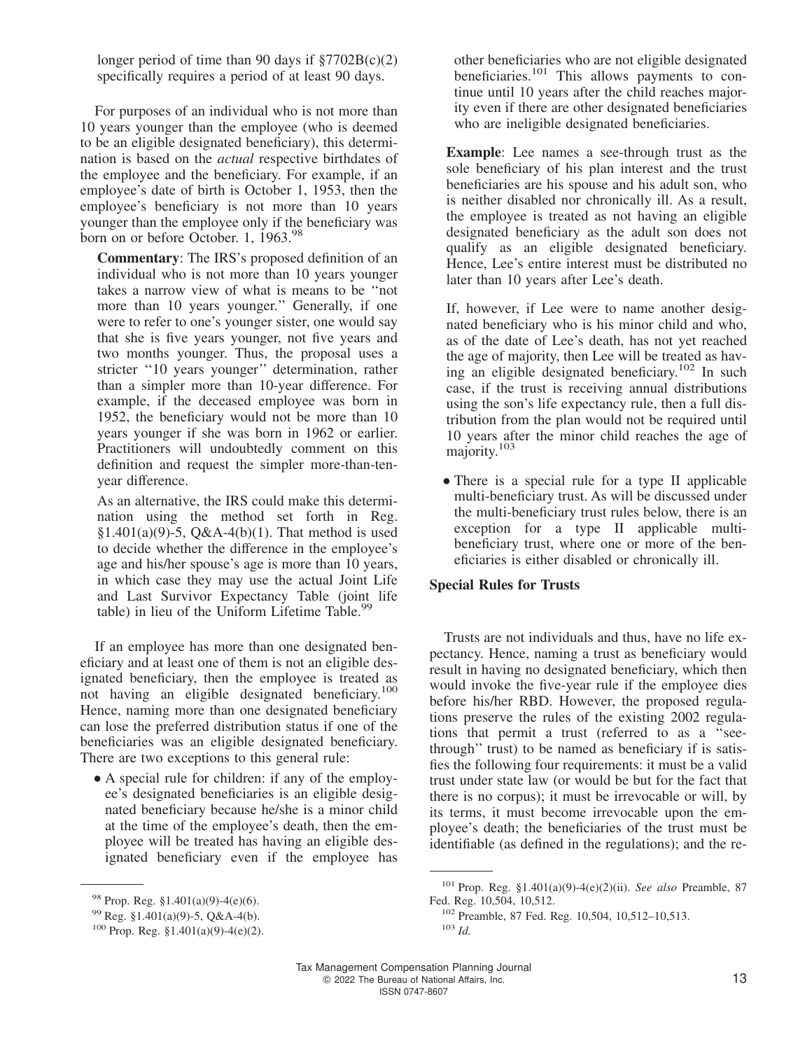longer period of time than 90 days if §7702B(c)(2) specifically requires a period of at least 90 days.

For purposes of an individual who is not more than 10 years younger than the employee (who is deemed to be an eligible designated beneficiary), this determination is based on the *actual* respective birthdates of the employee and the beneficiary. For example, if an employee's date of birth is October 1, 1953, then the employee's beneficiary is not more than 10 years younger than the employee only if the beneficiary was born on or before October. 1, 1963.[98]

> **Commentary**: The IRS's proposed definition of an individual who is not more than 10 years younger takes a narrow view of what is means to be ''not more than 10 years younger.'' Generally, if one were to refer to one's younger sister, one would say that she is five years younger, not five years and two months younger. Thus, the proposal uses a stricter ''10 years younger'' determination, rather than a simpler more than 10-year difference. For example, if the deceased employee was born in 1952, the beneficiary would not be more than 10 years younger if she was born in 1962 or earlier. Practitioners will undoubtedly comment on this definition and request the simpler more-than-ten-year difference.
>
> As an alternative, the IRS could make this determination using the method set forth in Reg. §1.401(a)(9)-5, Q&A-4(b)(1). That method is used to decide whether the difference in the employee's age and his/her spouse's age is more than 10 years, in which case they may use the actual Joint Life and Last Survivor Expectancy Table (joint life table) in lieu of the Uniform Lifetime Table.[99]

If an employee has more than one designated beneficiary and at least one of them is not an eligible designated beneficiary, then the employee is treated as not having an eligible designated beneficiary.[100] Hence, naming more than one designated beneficiary can lose the preferred distribution status if one of the beneficiaries was an eligible designated beneficiary. There are two exceptions to this general rule:

- A special rule for children: if any of the employee's designated beneficiaries is an eligible designated beneficiary because he/she is a minor child at the time of the employee's death, then the employee will be treated has having an eligible designated beneficiary even if the employee has other beneficiaries who are not eligible designated beneficiaries.[101] This allows payments to continue until 10 years after the child reaches majority even if there are other designated beneficiaries who are ineligible designated beneficiaries.

> **Example**: Lee names a see-through trust as the sole beneficiary of his plan interest and the trust beneficiaries are his spouse and his adult son, who is neither disabled nor chronically ill. As a result, the employee is treated as not having an eligible designated beneficiary as the adult son does not qualify as an eligible designated beneficiary. Hence, Lee's entire interest must be distributed no later than 10 years after Lee's death.
>
> If, however, if Lee were to name another designated beneficiary who is his minor child and who, as of the date of Lee's death, has not yet reached the age of majority, then Lee will be treated as having an eligible designated beneficiary.[102] In such case, if the trust is receiving annual distributions using the son's life expectancy rule, then a full distribution from the plan would not be required until 10 years after the minor child reaches the age of majority.[103]

- There is a special rule for a type II applicable multi-beneficiary trust. As will be discussed under the multi-beneficiary trust rules below, there is an exception for a type II applicable multi-beneficiary trust, where one or more of the beneficiaries is either disabled or chronically ill.

### Special Rules for Trusts

Trusts are not individuals and thus, have no life expectancy. Hence, naming a trust as beneficiary would result in having no designated beneficiary, which then would invoke the five-year rule if the employee dies before his/her RBD. However, the proposed regulations preserve the rules of the existing 2002 regulations that permit a trust (referred to as a ''see-through'' trust) to be named as beneficiary if is satisfies the following four requirements: it must be a valid trust under state law (or would be but for the fact that there is no corpus); it must be irrevocable or will, by its terms, it must become irrevocable upon the employee's death; the beneficiaries of the trust must be identifiable (as defined in the regulations); and the re-

---

[98] Prop. Reg. §1.401(a)(9)-4(e)(6).

[99] Reg. §1.401(a)(9)-5, Q&A-4(b).

[100] Prop. Reg. §1.401(a)(9)-4(e)(2).

[101] Prop. Reg. §1.401(a)(9)-4(e)(2)(ii). *See also* Preamble, 87 Fed. Reg. 10,504, 10,512.

[102] Preamble, 87 Fed. Reg. 10,504, 10,512–10,513.

[103] *Id.*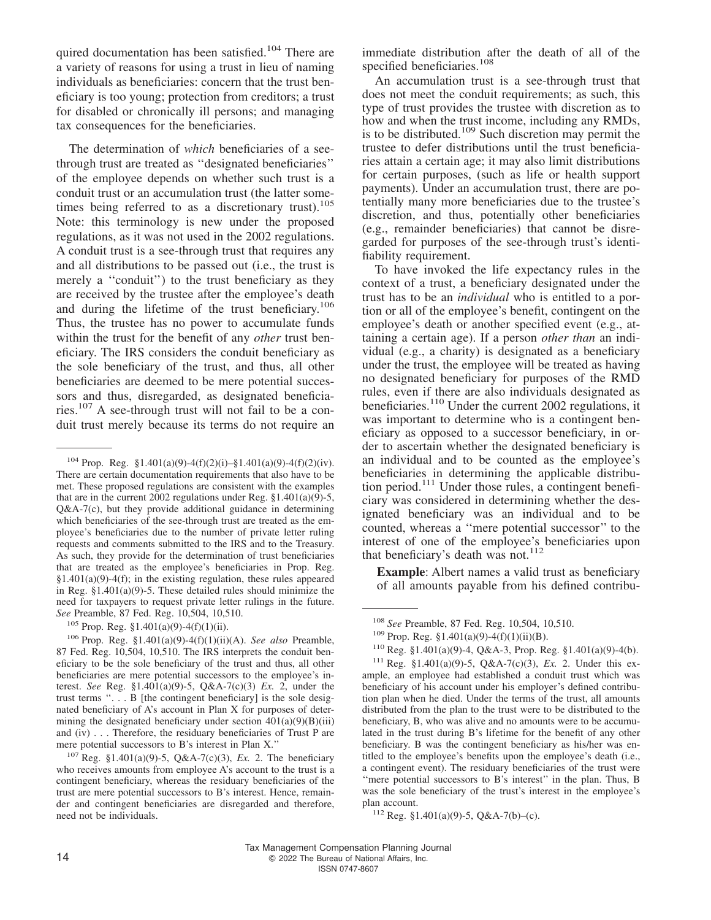quired documentation has been satisfied.[104] There are a variety of reasons for using a trust in lieu of naming individuals as beneficiaries: concern that the trust beneficiary is too young; protection from creditors; a trust for disabled or chronically ill persons; and managing tax consequences for the beneficiaries.

The determination of *which* beneficiaries of a see-through trust are treated as ''designated beneficiaries'' of the employee depends on whether such trust is a conduit trust or an accumulation trust (the latter sometimes being referred to as a discretionary trust).[105] Note: this terminology is new under the proposed regulations, as it was not used in the 2002 regulations. A conduit trust is a see-through trust that requires any and all distributions to be passed out (i.e., the trust is merely a ''conduit'') to the trust beneficiary as they are received by the trustee after the employee's death and during the lifetime of the trust beneficiary.[106] Thus, the trustee has no power to accumulate funds within the trust for the benefit of any *other* trust beneficiary. The IRS considers the conduit beneficiary as the sole beneficiary of the trust, and thus, all other beneficiaries are deemed to be mere potential successors and thus, disregarded, as designated beneficiaries.[107] A see-through trust will not fail to be a conduit trust merely because its terms do not require an immediate distribution after the death of all of the specified beneficiaries.[108]

An accumulation trust is a see-through trust that does not meet the conduit requirements; as such, this type of trust provides the trustee with discretion as to how and when the trust income, including any RMDs, is to be distributed.[109] Such discretion may permit the trustee to defer distributions until the trust beneficiaries attain a certain age; it may also limit distributions for certain purposes, (such as life or health support payments). Under an accumulation trust, there are potentially many more beneficiaries due to the trustee's discretion, and thus, potentially other beneficiaries (e.g., remainder beneficiaries) that cannot be disregarded for purposes of the see-through trust's identifiability requirement.

To have invoked the life expectancy rules in the context of a trust, a beneficiary designated under the trust has to be an *individual* who is entitled to a portion or all of the employee's benefit, contingent on the employee's death or another specified event (e.g., attaining a certain age). If a person *other than* an individual (e.g., a charity) is designated as a beneficiary under the trust, the employee will be treated as having no designated beneficiary for purposes of the RMD rules, even if there are also individuals designated as beneficiaries.[110] Under the current 2002 regulations, it was important to determine who is a contingent beneficiary as opposed to a successor beneficiary, in order to ascertain whether the designated beneficiary is an individual and to be counted as the employee's beneficiaries in determining the applicable distribution period.[111] Under those rules, a contingent beneficiary was considered in determining whether the designated beneficiary was an individual and to be counted, whereas a ''mere potential successor'' to the interest of one of the employee's beneficiaries upon that beneficiary's death was not.[112]

**Example**: Albert names a valid trust as beneficiary of all amounts payable from his defined contribu-

---

[104] Prop. Reg. §1.401(a)(9)-4(f)(2)(i)–§1.401(a)(9)-4(f)(2)(iv). There are certain documentation requirements that also have to be met. These proposed regulations are consistent with the examples that are in the current 2002 regulations under Reg. §1.401(a)(9)-5, Q&A-7(c), but they provide additional guidance in determining which beneficiaries of the see-through trust are treated as the employee's beneficiaries due to the number of private letter ruling requests and comments submitted to the IRS and to the Treasury. As such, they provide for the determination of trust beneficiaries that are treated as the employee's beneficiaries in Prop. Reg. §1.401(a)(9)-4(f); in the existing regulation, these rules appeared in Reg. §1.401(a)(9)-5. These detailed rules should minimize the need for taxpayers to request private letter rulings in the future. *See* Preamble, 87 Fed. Reg. 10,504, 10,510.

[105] Prop. Reg. §1.401(a)(9)-4(f)(1)(ii).

[106] Prop. Reg. §1.401(a)(9)-4(f)(1)(ii)(A). *See also* Preamble, 87 Fed. Reg. 10,504, 10,510. The IRS interprets the conduit beneficiary to be the sole beneficiary of the trust and thus, all other beneficiaries are mere potential successors to the employee's interest. *See* Reg. §1.401(a)(9)-5, Q&A-7(c)(3) *Ex.* 2, under the trust terms ''. . . B [the contingent beneficiary] is the sole designated beneficiary of A's account in Plan X for purposes of determining the designated beneficiary under section 401(a)(9)(B)(iii) and (iv) . . . Therefore, the residuary beneficiaries of Trust P are mere potential successors to B's interest in Plan X.''

[107] Reg. §1.401(a)(9)-5, Q&A-7(c)(3), *Ex.* 2. The beneficiary who receives amounts from employee A's account to the trust is a contingent beneficiary, whereas the residuary beneficiaries of the trust are mere potential successors to B's interest. Hence, remainder and contingent beneficiaries are disregarded and therefore, need not be individuals.

[108] *See* Preamble, 87 Fed. Reg. 10,504, 10,510.

[109] Prop. Reg. §1.401(a)(9)-4(f)(1)(ii)(B).

[110] Reg. §1.401(a)(9)-4, Q&A-3, Prop. Reg. §1.401(a)(9)-4(b).

[111] Reg. §1.401(a)(9)-5, Q&A-7(c)(3), *Ex.* 2. Under this example, an employee had established a conduit trust which was beneficiary of his account under his employer's defined contribution plan when he died. Under the terms of the trust, all amounts distributed from the plan to the trust were to be distributed to the beneficiary, B, who was alive and no amounts were to be accumulated in the trust during B's lifetime for the benefit of any other beneficiary. B was the contingent beneficiary as his/her was entitled to the employee's benefits upon the employee's death (i.e., a contingent event). The residuary beneficiaries of the trust were ''mere potential successors to B's interest'' in the plan. Thus, B was the sole beneficiary of the trust's interest in the employee's plan account.

[112] Reg. §1.401(a)(9)-5, Q&A-7(b)–(c).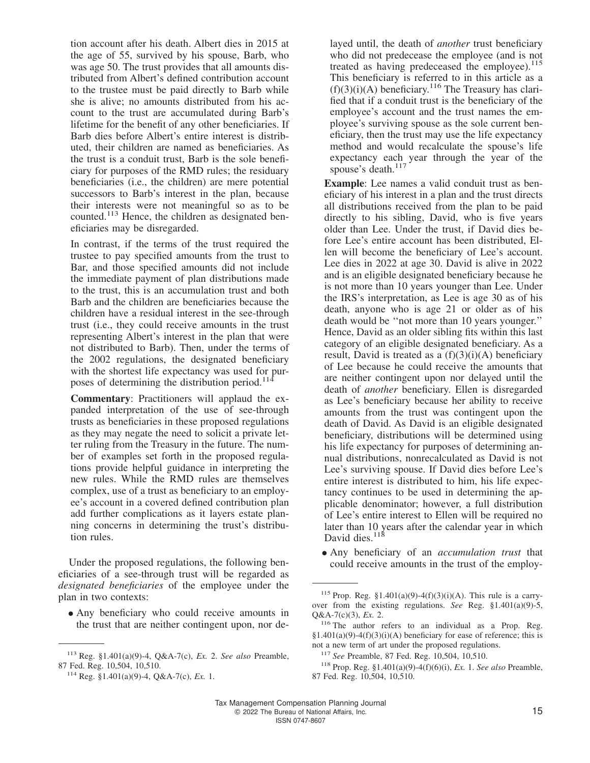tion account after his death. Albert dies in 2015 at the age of 55, survived by his spouse, Barb, who was age 50. The trust provides that all amounts distributed from Albert's defined contribution account to the trustee must be paid directly to Barb while she is alive; no amounts distributed from his account to the trust are accumulated during Barb's lifetime for the benefit of any other beneficiaries. If Barb dies before Albert's entire interest is distributed, their children are named as beneficiaries. As the trust is a conduit trust, Barb is the sole beneficiary for purposes of the RMD rules; the residuary beneficiaries (i.e., the children) are mere potential successors to Barb's interest in the plan, because their interests were not meaningful so as to be counted.[113] Hence, the children as designated beneficiaries may be disregarded.

In contrast, if the terms of the trust required the trustee to pay specified amounts from the trust to Bar, and those specified amounts did not include the immediate payment of plan distributions made to the trust, this is an accumulation trust and both Barb and the children are beneficiaries because the children have a residual interest in the see-through trust (i.e., they could receive amounts in the trust representing Albert's interest in the plan that were not distributed to Barb). Then, under the terms of the 2002 regulations, the designated beneficiary with the shortest life expectancy was used for purposes of determining the distribution period.[114]

**Commentary**: Practitioners will applaud the expanded interpretation of the use of see-through trusts as beneficiaries in these proposed regulations as they may negate the need to solicit a private letter ruling from the Treasury in the future. The number of examples set forth in the proposed regulations provide helpful guidance in interpreting the new rules. While the RMD rules are themselves complex, use of a trust as beneficiary to an employee's account in a covered defined contribution plan add further complications as it layers estate planning concerns in determining the trust's distribution rules.

Under the proposed regulations, the following beneficiaries of a see-through trust will be regarded as *designated beneficiaries* of the employee under the plan in two contexts:

- Any beneficiary who could receive amounts in the trust that are neither contingent upon, nor delayed until, the death of *another* trust beneficiary who did not predecease the employee (and is not treated as having predeceased the employee).[115] This beneficiary is referred to in this article as a (f)(3)(i)(A) beneficiary.[116] The Treasury has clarified that if a conduit trust is the beneficiary of the employee's account and the trust names the employee's surviving spouse as the sole current beneficiary, then the trust may use the life expectancy method and would recalculate the spouse's life expectancy each year through the year of the spouse's death.[117]

**Example**: Lee names a valid conduit trust as beneficiary of his interest in a plan and the trust directs all distributions received from the plan to be paid directly to his sibling, David, who is five years older than Lee. Under the trust, if David dies before Lee's entire account has been distributed, Ellen will become the beneficiary of Lee's account. Lee dies in 2022 at age 30. David is alive in 2022 and is an eligible designated beneficiary because he is not more than 10 years younger than Lee. Under the IRS's interpretation, as Lee is age 30 as of his death, anyone who is age 21 or older as of his death would be "not more than 10 years younger." Hence, David as an older sibling fits within this last category of an eligible designated beneficiary. As a result, David is treated as a (f)(3)(i)(A) beneficiary of Lee because he could receive the amounts that are neither contingent upon nor delayed until the death of *another* beneficiary. Ellen is disregarded as Lee's beneficiary because her ability to receive amounts from the trust was contingent upon the death of David. As David is an eligible designated beneficiary, distributions will be determined using his life expectancy for purposes of determining annual distributions, nonrecalculated as David is not Lee's surviving spouse. If David dies before Lee's entire interest is distributed to him, his life expectancy continues to be used in determining the applicable denominator; however, a full distribution of Lee's entire interest to Ellen will be required no later than 10 years after the calendar year in which David dies.[118]

- Any beneficiary of an *accumulation trust* that could receive amounts in the trust of the employ-

---

[113] Reg. §1.401(a)(9)-4, Q&A-7(c), *Ex.* 2. *See also* Preamble, 87 Fed. Reg. 10,504, 10,510.

[114] Reg. §1.401(a)(9)-4, Q&A-7(c), *Ex.* 1.

[115] Prop. Reg. §1.401(a)(9)-4(f)(3)(i)(A). This rule is a carryover from the existing regulations. *See* Reg. §1.401(a)(9)-5, Q&A-7(c)(3), *Ex.* 2.

[116] The author refers to an individual as a Prop. Reg. §1.401(a)(9)-4(f)(3)(i)(A) beneficiary for ease of reference; this is not a new term of art under the proposed regulations.

[117] *See* Preamble, 87 Fed. Reg. 10,504, 10,510.

[118] Prop. Reg. §1.401(a)(9)-4(f)(6)(i), *Ex.* 1. *See also* Preamble, 87 Fed. Reg. 10,504, 10,510.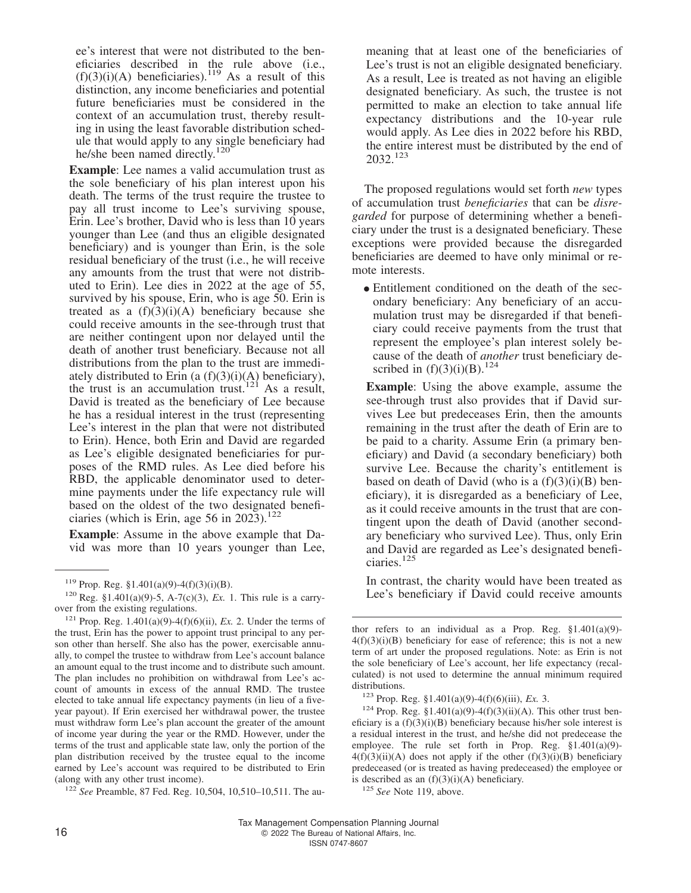ee's interest that were not distributed to the beneficiaries described in the rule above (i.e., (f)(3)(i)(A) beneficiaries).[119] As a result of this distinction, any income beneficiaries and potential future beneficiaries must be considered in the context of an accumulation trust, thereby resulting in using the least favorable distribution schedule that would apply to any single beneficiary had he/she been named directly.[120]

**Example**: Lee names a valid accumulation trust as the sole beneficiary of his plan interest upon his death. The terms of the trust require the trustee to pay all trust income to Lee's surviving spouse, Erin. Lee's brother, David who is less than 10 years younger than Lee (and thus an eligible designated beneficiary) and is younger than Erin, is the sole residual beneficiary of the trust (i.e., he will receive any amounts from the trust that were not distributed to Erin). Lee dies in 2022 at the age of 55, survived by his spouse, Erin, who is age 50. Erin is treated as a (f)(3)(i)(A) beneficiary because she could receive amounts in the see-through trust that are neither contingent upon nor delayed until the death of another trust beneficiary. Because not all distributions from the plan to the trust are immediately distributed to Erin (a (f)(3)(i)(A) beneficiary), the trust is an accumulation trust.[121] As a result, David is treated as the beneficiary of Lee because he has a residual interest in the trust (representing Lee's interest in the plan that were not distributed to Erin). Hence, both Erin and David are regarded as Lee's eligible designated beneficiaries for purposes of the RMD rules. As Lee died before his RBD, the applicable denominator used to determine payments under the life expectancy rule will based on the oldest of the two designated beneficiaries (which is Erin, age 56 in 2023).[122]

**Example**: Assume in the above example that David was more than 10 years younger than Lee, meaning that at least one of the beneficiaries of Lee's trust is not an eligible designated beneficiary. As a result, Lee is treated as not having an eligible designated beneficiary. As such, the trustee is not permitted to make an election to take annual life expectancy distributions and the 10-year rule would apply. As Lee dies in 2022 before his RBD, the entire interest must be distributed by the end of 2032.[123]

The proposed regulations would set forth *new* types of accumulation trust *beneficiaries* that can be *disregarded* for purpose of determining whether a beneficiary under the trust is a designated beneficiary. These exceptions were provided because the disregarded beneficiaries are deemed to have only minimal or remote interests.

- Entitlement conditioned on the death of the secondary beneficiary: Any beneficiary of an accumulation trust may be disregarded if that beneficiary could receive payments from the trust that represent the employee's plan interest solely because of the death of *another* trust beneficiary described in (f)(3)(i)(B).[124]

**Example**: Using the above example, assume the see-through trust also provides that if David survives Lee but predeceases Erin, then the amounts remaining in the trust after the death of Erin are to be paid to a charity. Assume Erin (a primary beneficiary) and David (a secondary beneficiary) both survive Lee. Because the charity's entitlement is based on death of David (who is a (f)(3)(i)(B) beneficiary), it is disregarded as a beneficiary of Lee, as it could receive amounts in the trust that are contingent upon the death of David (another secondary beneficiary who survived Lee). Thus, only Erin and David are regarded as Lee's designated beneficiaries.[125]

In contrast, the charity would have been treated as Lee's beneficiary if David could receive amounts

---

[119] Prop. Reg. §1.401(a)(9)-4(f)(3)(i)(B).

[120] Reg. §1.401(a)(9)-5, A-7(c)(3), *Ex.* 1. This rule is a carryover from the existing regulations.

[121] Prop. Reg. 1.401(a)(9)-4(f)(6)(ii), *Ex.* 2. Under the terms of the trust, Erin has the power to appoint trust principal to any person other than herself. She also has the power, exercisable annually, to compel the trustee to withdraw from Lee's account balance an amount equal to the trust income and to distribute such amount. The plan includes no prohibition on withdrawal from Lee's account of amounts in excess of the annual RMD. The trustee elected to take annual life expectancy payments (in lieu of a five-year payout). If Erin exercised her withdrawal power, the trustee must withdraw form Lee's plan account the greater of the amount of income year during the year or the RMD. However, under the terms of the trust and applicable state law, only the portion of the plan distribution received by the trustee equal to the income earned by Lee's account was required to be distributed to Erin (along with any other trust income).

[122] *See* Preamble, 87 Fed. Reg. 10,504, 10,510–10,511. The author refers to an individual as a Prop. Reg. §1.401(a)(9)-4(f)(3)(i)(B) beneficiary for ease of reference; this is not a new term of art under the proposed regulations. Note: as Erin is not the sole beneficiary of Lee's account, her life expectancy (recalculated) is not used to determine the annual minimum required distributions.

[123] Prop. Reg. §1.401(a)(9)-4(f)(6)(iii), *Ex.* 3.

[124] Prop. Reg. §1.401(a)(9)-4(f)(3)(ii)(A). This other trust beneficiary is a (f)(3)(i)(B) beneficiary because his/her sole interest is a residual interest in the trust, and he/she did not predecease the employee. The rule set forth in Prop. Reg. §1.401(a)(9)-4(f)(3)(ii)(A) does not apply if the other (f)(3)(i)(B) beneficiary predeceased (or is treated as having predeceased) the employee or is described as an (f)(3)(i)(A) beneficiary.

[125] *See* Note 119, above.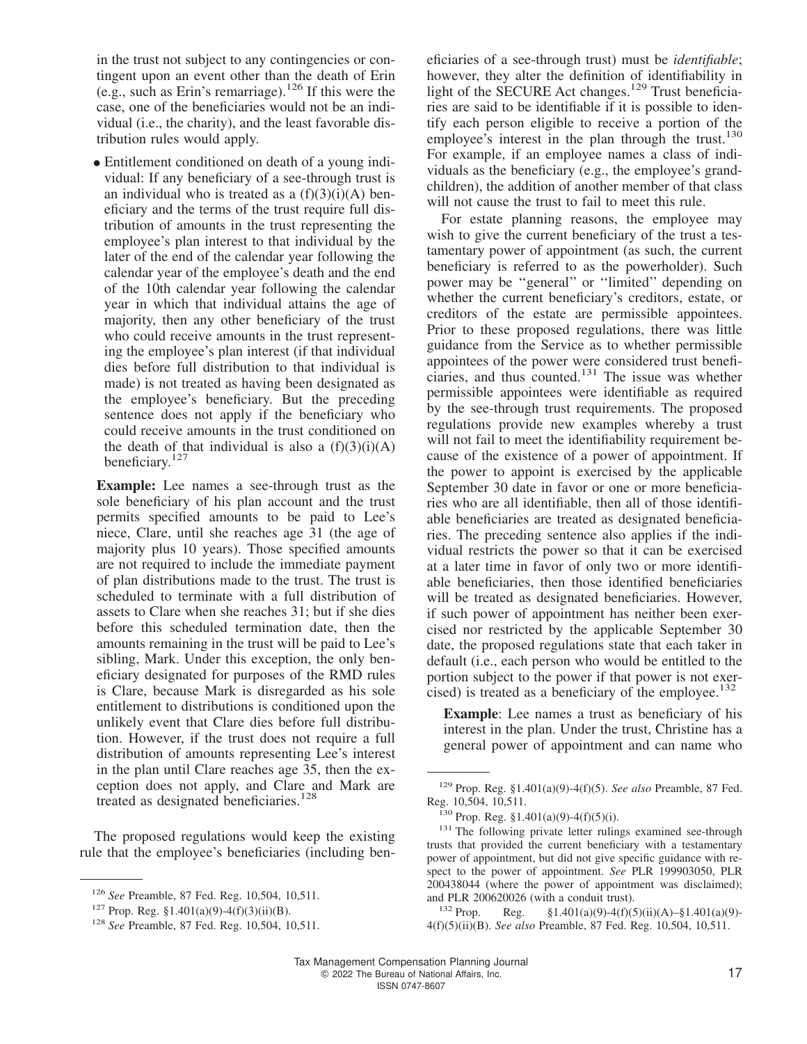in the trust not subject to any contingencies or contingent upon an event other than the death of Erin (e.g., such as Erin's remarriage).[126] If this were the case, one of the beneficiaries would not be an individual (i.e., the charity), and the least favorable distribution rules would apply.

- Entitlement conditioned on death of a young individual: If any beneficiary of a see-through trust is an individual who is treated as a (f)(3)(i)(A) beneficiary and the terms of the trust require full distribution of amounts in the trust representing the employee's plan interest to that individual by the later of the end of the calendar year following the calendar year of the employee's death and the end of the 10th calendar year following the calendar year in which that individual attains the age of majority, then any other beneficiary of the trust who could receive amounts in the trust representing the employee's plan interest (if that individual dies before full distribution to that individual is made) is not treated as having been designated as the employee's beneficiary. But the preceding sentence does not apply if the beneficiary who could receive amounts in the trust conditioned on the death of that individual is also a (f)(3)(i)(A) beneficiary.[127]

**Example:** Lee names a see-through trust as the sole beneficiary of his plan account and the trust permits specified amounts to be paid to Lee's niece, Clare, until she reaches age 31 (the age of majority plus 10 years). Those specified amounts are not required to include the immediate payment of plan distributions made to the trust. The trust is scheduled to terminate with a full distribution of assets to Clare when she reaches 31; but if she dies before this scheduled termination date, then the amounts remaining in the trust will be paid to Lee's sibling, Mark. Under this exception, the only beneficiary designated for purposes of the RMD rules is Clare, because Mark is disregarded as his sole entitlement to distributions is conditioned upon the unlikely event that Clare dies before full distribution. However, if the trust does not require a full distribution of amounts representing Lee's interest in the plan until Clare reaches age 35, then the exception does not apply, and Clare and Mark are treated as designated beneficiaries.[128]

The proposed regulations would keep the existing rule that the employee's beneficiaries (including beneficiaries of a see-through trust) must be *identifiable*; however, they alter the definition of identifiability in light of the SECURE Act changes.[129] Trust beneficiaries are said to be identifiable if it is possible to identify each person eligible to receive a portion of the employee's interest in the plan through the trust.[130] For example, if an employee names a class of individuals as the beneficiary (e.g., the employee's grandchildren), the addition of another member of that class will not cause the trust to fail to meet this rule.

For estate planning reasons, the employee may wish to give the current beneficiary of the trust a testamentary power of appointment (as such, the current beneficiary is referred to as the powerholder). Such power may be "general" or "limited" depending on whether the current beneficiary's creditors, estate, or creditors of the estate are permissible appointees. Prior to these proposed regulations, there was little guidance from the Service as to whether permissible appointees of the power were considered trust beneficiaries, and thus counted.[131] The issue was whether permissible appointees were identifiable as required by the see-through trust requirements. The proposed regulations provide new examples whereby a trust will not fail to meet the identifiability requirement because of the existence of a power of appointment. If the power to appoint is exercised by the applicable September 30 date in favor or one or more beneficiaries who are all identifiable, then all of those identifiable beneficiaries are treated as designated beneficiaries. The preceding sentence also applies if the individual restricts the power so that it can be exercised at a later time in favor of only two or more identifiable beneficiaries, then those identified beneficiaries will be treated as designated beneficiaries. However, if such power of appointment has neither been exercised nor restricted by the applicable September 30 date, the proposed regulations state that each taker in default (i.e., each person who would be entitled to the portion subject to the power if that power is not exercised) is treated as a beneficiary of the employee.[132]

**Example**: Lee names a trust as beneficiary of his interest in the plan. Under the trust, Christine has a general power of appointment and can name who

---

[126] *See* Preamble, 87 Fed. Reg. 10,504, 10,511.

[127] Prop. Reg. §1.401(a)(9)-4(f)(3)(ii)(B).

[128] *See* Preamble, 87 Fed. Reg. 10,504, 10,511.

[129] Prop. Reg. §1.401(a)(9)-4(f)(5). *See also* Preamble, 87 Fed. Reg. 10,504, 10,511.

[130] Prop. Reg. §1.401(a)(9)-4(f)(5)(i).

[131] The following private letter rulings examined see-through trusts that provided the current beneficiary with a testamentary power of appointment, but did not give specific guidance with respect to the power of appointment. *See* PLR 199903050, PLR 200438044 (where the power of appointment was disclaimed); and PLR 200620026 (with a conduit trust).

[132] Prop. Reg. §1.401(a)(9)-4(f)(5)(ii)(A)–§1.401(a)(9)-4(f)(5)(ii)(B). *See also* Preamble, 87 Fed. Reg. 10,504, 10,511.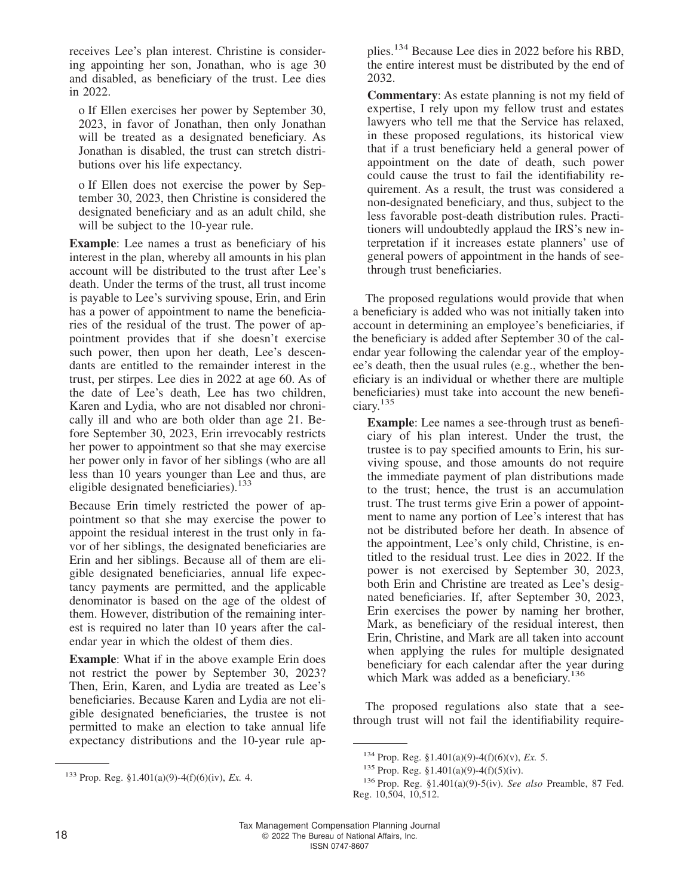receives Lee's plan interest. Christine is considering appointing her son, Jonathan, who is age 30 and disabled, as beneficiary of the trust. Lee dies in 2022.

o If Ellen exercises her power by September 30, 2023, in favor of Jonathan, then only Jonathan will be treated as a designated beneficiary. As Jonathan is disabled, the trust can stretch distributions over his life expectancy.

o If Ellen does not exercise the power by September 30, 2023, then Christine is considered the designated beneficiary and as an adult child, she will be subject to the 10-year rule.

**Example**: Lee names a trust as beneficiary of his interest in the plan, whereby all amounts in his plan account will be distributed to the trust after Lee's death. Under the terms of the trust, all trust income is payable to Lee's surviving spouse, Erin, and Erin has a power of appointment to name the beneficiaries of the residual of the trust. The power of appointment provides that if she doesn't exercise such power, then upon her death, Lee's descendants are entitled to the remainder interest in the trust, per stirpes. Lee dies in 2022 at age 60. As of the date of Lee's death, Lee has two children, Karen and Lydia, who are not disabled nor chronically ill and who are both older than age 21. Before September 30, 2023, Erin irrevocably restricts her power to appointment so that she may exercise her power only in favor of her siblings (who are all less than 10 years younger than Lee and thus, are eligible designated beneficiaries).[133]

Because Erin timely restricted the power of appointment so that she may exercise the power to appoint the residual interest in the trust only in favor of her siblings, the designated beneficiaries are Erin and her siblings. Because all of them are eligible designated beneficiaries, annual life expectancy payments are permitted, and the applicable denominator is based on the age of the oldest of them. However, distribution of the remaining interest is required no later than 10 years after the calendar year in which the oldest of them dies.

**Example**: What if in the above example Erin does not restrict the power by September 30, 2023? Then, Erin, Karen, and Lydia are treated as Lee's beneficiaries. Because Karen and Lydia are not eligible designated beneficiaries, the trustee is not permitted to make an election to take annual life expectancy distributions and the 10-year rule applies.[134] Because Lee dies in 2022 before his RBD, the entire interest must be distributed by the end of 2032.

**Commentary**: As estate planning is not my field of expertise, I rely upon my fellow trust and estates lawyers who tell me that the Service has relaxed, in these proposed regulations, its historical view that if a trust beneficiary held a general power of appointment on the date of death, such power could cause the trust to fail the identifiability requirement. As a result, the trust was considered a non-designated beneficiary, and thus, subject to the less favorable post-death distribution rules. Practitioners will undoubtedly applaud the IRS's new interpretation if it increases estate planners' use of general powers of appointment in the hands of see-through trust beneficiaries.

The proposed regulations would provide that when a beneficiary is added who was not initially taken into account in determining an employee's beneficiaries, if the beneficiary is added after September 30 of the calendar year following the calendar year of the employee's death, then the usual rules (e.g., whether the beneficiary is an individual or whether there are multiple beneficiaries) must take into account the new beneficiary.[135]

**Example**: Lee names a see-through trust as beneficiary of his plan interest. Under the trust, the trustee is to pay specified amounts to Erin, his surviving spouse, and those amounts do not require the immediate payment of plan distributions made to the trust; hence, the trust is an accumulation trust. The trust terms give Erin a power of appointment to name any portion of Lee's interest that has not be distributed before her death. In absence of the appointment, Lee's only child, Christine, is entitled to the residual trust. Lee dies in 2022. If the power is not exercised by September 30, 2023, both Erin and Christine are treated as Lee's designated beneficiaries. If, after September 30, 2023, Erin exercises the power by naming her brother, Mark, as beneficiary of the residual interest, then Erin, Christine, and Mark are all taken into account when applying the rules for multiple designated beneficiary for each calendar after the year during which Mark was added as a beneficiary.[136]

The proposed regulations also state that a see-through trust will not fail the identifiability require-

---

[133] Prop. Reg. §1.401(a)(9)-4(f)(6)(iv), *Ex.* 4.

[134] Prop. Reg. §1.401(a)(9)-4(f)(6)(v), *Ex.* 5.

[135] Prop. Reg. §1.401(a)(9)-4(f)(5)(iv).

[136] Prop. Reg. §1.401(a)(9)-5(iv). *See also* Preamble, 87 Fed. Reg. 10,504, 10,512.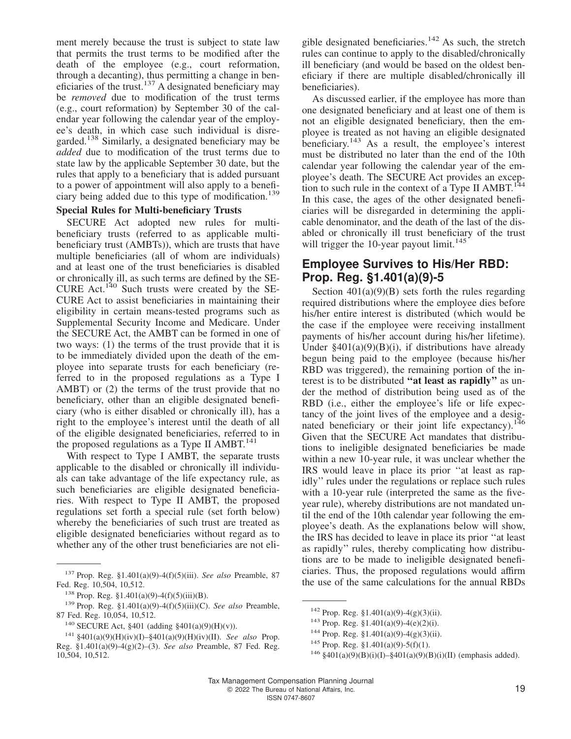ment merely because the trust is subject to state law that permits the trust terms to be modified after the death of the employee (e.g., court reformation, through a decanting), thus permitting a change in beneficiaries of the trust.[137] A designated beneficiary may be *removed* due to modification of the trust terms (e.g., court reformation) by September 30 of the calendar year following the calendar year of the employee's death, in which case such individual is disregarded.[138] Similarly, a designated beneficiary may be *added* due to modification of the trust terms due to state law by the applicable September 30 date, but the rules that apply to a beneficiary that is added pursuant to a power of appointment will also apply to a beneficiary being added due to this type of modification.[139]

**Special Rules for Multi-beneficiary Trusts**

SECURE Act adopted new rules for multi-beneficiary trusts (referred to as applicable multi-beneficiary trust (AMBTs)), which are trusts that have multiple beneficiaries (all of whom are individuals) and at least one of the trust beneficiaries is disabled or chronically ill, as such terms are defined by the SECURE Act.[140] Such trusts were created by the SECURE Act to assist beneficiaries in maintaining their eligibility in certain means-tested programs such as Supplemental Security Income and Medicare. Under the SECURE Act, the AMBT can be formed in one of two ways: (1) the terms of the trust provide that it is to be immediately divided upon the death of the employee into separate trusts for each beneficiary (referred to in the proposed regulations as a Type I AMBT) or (2) the terms of the trust provide that no beneficiary, other than an eligible designated beneficiary (who is either disabled or chronically ill), has a right to the employee's interest until the death of all of the eligible designated beneficiaries, referred to in the proposed regulations as a Type II AMBT.[141]

With respect to Type I AMBT, the separate trusts applicable to the disabled or chronically ill individuals can take advantage of the life expectancy rule, as such beneficiaries are eligible designated beneficiaries. With respect to Type II AMBT, the proposed regulations set forth a special rule (set forth below) whereby the beneficiaries of such trust are treated as eligible designated beneficiaries without regard as to whether any of the other trust beneficiaries are not eligible designated beneficiaries.[142] As such, the stretch rules can continue to apply to the disabled/chronically ill beneficiary (and would be based on the oldest beneficiary if there are multiple disabled/chronically ill beneficiaries).

As discussed earlier, if the employee has more than one designated beneficiary and at least one of them is not an eligible designated beneficiary, then the employee is treated as not having an eligible designated beneficiary.[143] As a result, the employee's interest must be distributed no later than the end of the 10th calendar year following the calendar year of the employee's death. The SECURE Act provides an exception to such rule in the context of a Type II AMBT.[144] In this case, the ages of the other designated beneficiaries will be disregarded in determining the applicable denominator, and the death of the last of the disabled or chronically ill trust beneficiary of the trust will trigger the 10-year payout limit.[145]

## Employee Survives to His/Her RBD: Prop. Reg. §1.401(a)(9)-5

Section 401(a)(9)(B) sets forth the rules regarding required distributions where the employee dies before his/her entire interest is distributed (which would be the case if the employee were receiving installment payments of his/her account during his/her lifetime). Under §401(a)(9)(B)(i), if distributions have already begun being paid to the employee (because his/her RBD was triggered), the remaining portion of the interest is to be distributed **"at least as rapidly"** as under the method of distribution being used as of the RBD (i.e., either the employee's life or life expectancy of the joint lives of the employee and a designated beneficiary or their joint life expectancy).[146] Given that the SECURE Act mandates that distributions to ineligible designated beneficiaries be made within a new 10-year rule, it was unclear whether the IRS would leave in place its prior "at least as rapidly" rules under the regulations or replace such rules with a 10-year rule (interpreted the same as the five-year rule), whereby distributions are not mandated until the end of the 10th calendar year following the employee's death. As the explanations below will show, the IRS has decided to leave in place its prior "at least as rapidly" rules, thereby complicating how distributions are to be made to ineligible designated beneficiaries. Thus, the proposed regulations would affirm the use of the same calculations for the annual RBDs

---

[137] Prop. Reg. §1.401(a)(9)-4(f)(5)(iii). *See also* Preamble, 87 Fed. Reg. 10,504, 10,512.

[138] Prop. Reg. §1.401(a)(9)-4(f)(5)(iii)(B).

[139] Prop. Reg. §1.401(a)(9)-4(f)(5)(iii)(C). *See also* Preamble, 87 Fed. Reg. 10,054, 10,512.

[140] SECURE Act, §401 (adding §401(a)(9)(H)(v)).

[141] §401(a)(9)(H)(iv)(I)–§401(a)(9)(H)(iv)(II). *See also* Prop. Reg. §1.401(a)(9)-4(g)(2)–(3). *See also* Preamble, 87 Fed. Reg. 10,504, 10,512.

[142] Prop. Reg. §1.401(a)(9)-4(g)(3)(ii).

[143] Prop. Reg. §1.401(a)(9)-4(e)(2)(i).

[144] Prop. Reg. §1.401(a)(9)-4(g)(3)(ii).

[145] Prop. Reg. §1.401(a)(9)-5(f)(1).

[146] §401(a)(9)(B)(i)(I)–§401(a)(9)(B)(i)(II) (emphasis added).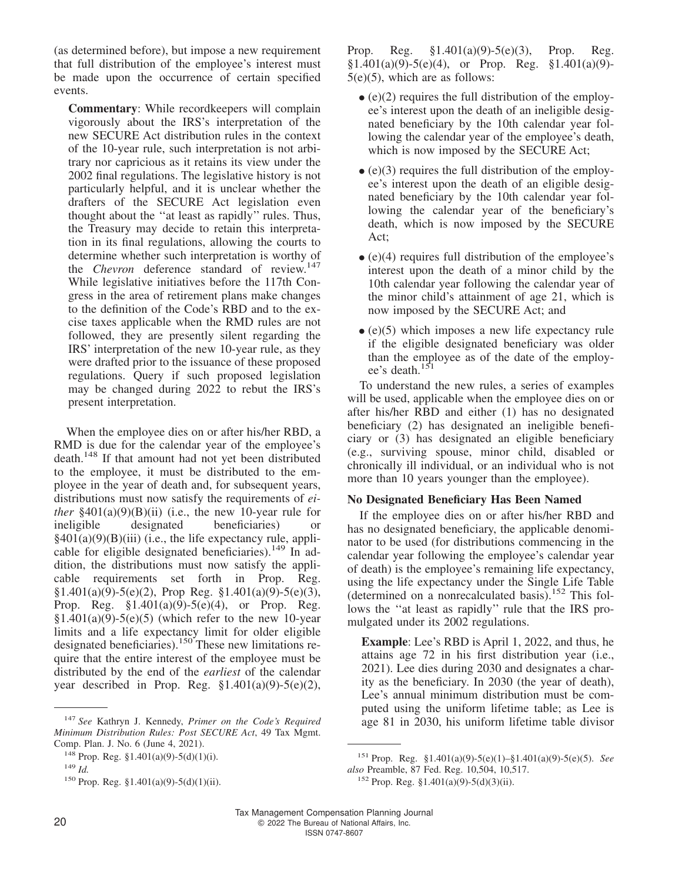(as determined before), but impose a new requirement that full distribution of the employee's interest must be made upon the occurrence of certain specified events.

**Commentary**: While recordkeepers will complain vigorously about the IRS's interpretation of the new SECURE Act distribution rules in the context of the 10-year rule, such interpretation is not arbitrary nor capricious as it retains its view under the 2002 final regulations. The legislative history is not particularly helpful, and it is unclear whether the drafters of the SECURE Act legislation even thought about the ''at least as rapidly'' rules. Thus, the Treasury may decide to retain this interpretation in its final regulations, allowing the courts to determine whether such interpretation is worthy of the *Chevron* deference standard of review.[147] While legislative initiatives before the 117th Congress in the area of retirement plans make changes to the definition of the Code's RBD and to the excise taxes applicable when the RMD rules are not followed, they are presently silent regarding the IRS' interpretation of the new 10-year rule, as they were drafted prior to the issuance of these proposed regulations. Query if such proposed legislation may be changed during 2022 to rebut the IRS's present interpretation.

When the employee dies on or after his/her RBD, a RMD is due for the calendar year of the employee's death.[148] If that amount had not yet been distributed to the employee, it must be distributed to the employee in the year of death and, for subsequent years, distributions must now satisfy the requirements of *either* §401(a)(9)(B)(ii) (i.e., the new 10-year rule for ineligible designated beneficiaries) or §401(a)(9)(B)(iii) (i.e., the life expectancy rule, applicable for eligible designated beneficiaries).[149] In addition, the distributions must now satisfy the applicable requirements set forth in Prop. Reg. §1.401(a)(9)-5(e)(2), Prop Reg. §1.401(a)(9)-5(e)(3), Prop. Reg. §1.401(a)(9)-5(e)(4), or Prop. Reg. §1.401(a)(9)-5(e)(5) (which refer to the new 10-year limits and a life expectancy limit for older eligible designated beneficiaries).[150] These new limitations require that the entire interest of the employee must be distributed by the end of the *earliest* of the calendar year described in Prop. Reg. §1.401(a)(9)-5(e)(2), Prop. Reg. §1.401(a)(9)-5(e)(3), Prop. Reg. §1.401(a)(9)-5(e)(4), or Prop. Reg. §1.401(a)(9)-5(e)(5), which are as follows:

- (e)(2) requires the full distribution of the employee's interest upon the death of an ineligible designated beneficiary by the 10th calendar year following the calendar year of the employee's death, which is now imposed by the SECURE Act;
- (e)(3) requires the full distribution of the employee's interest upon the death of an eligible designated beneficiary by the 10th calendar year following the calendar year of the beneficiary's death, which is now imposed by the SECURE Act;
- (e)(4) requires full distribution of the employee's interest upon the death of a minor child by the 10th calendar year following the calendar year of the minor child's attainment of age 21, which is now imposed by the SECURE Act; and
- (e)(5) which imposes a new life expectancy rule if the eligible designated beneficiary was older than the employee as of the date of the employee's death.[151]

To understand the new rules, a series of examples will be used, applicable when the employee dies on or after his/her RBD and either (1) has no designated beneficiary (2) has designated an ineligible beneficiary or (3) has designated an eligible beneficiary (e.g., surviving spouse, minor child, disabled or chronically ill individual, or an individual who is not more than 10 years younger than the employee).

**No Designated Beneficiary Has Been Named**

If the employee dies on or after his/her RBD and has no designated beneficiary, the applicable denominator to be used (for distributions commencing in the calendar year following the employee's calendar year of death) is the employee's remaining life expectancy, using the life expectancy under the Single Life Table (determined on a nonrecalculated basis).[152] This follows the ''at least as rapidly'' rule that the IRS promulgated under its 2002 regulations.

**Example**: Lee's RBD is April 1, 2022, and thus, he attains age 72 in his first distribution year (i.e., 2021). Lee dies during 2030 and designates a charity as the beneficiary. In 2030 (the year of death), Lee's annual minimum distribution must be computed using the uniform lifetime table; as Lee is age 81 in 2030, his uniform lifetime table divisor

---

[147] *See* Kathryn J. Kennedy, *Primer on the Code's Required Minimum Distribution Rules: Post SECURE Act*, 49 Tax Mgmt. Comp. Plan. J. No. 6 (June 4, 2021).

[148] Prop. Reg. §1.401(a)(9)-5(d)(1)(i).

[149] *Id.*

[150] Prop. Reg. §1.401(a)(9)-5(d)(1)(ii).

[151] Prop. Reg. §1.401(a)(9)-5(e)(1)–§1.401(a)(9)-5(e)(5). *See also* Preamble, 87 Fed. Reg. 10,504, 10,517.

[152] Prop. Reg. §1.401(a)(9)-5(d)(3)(ii).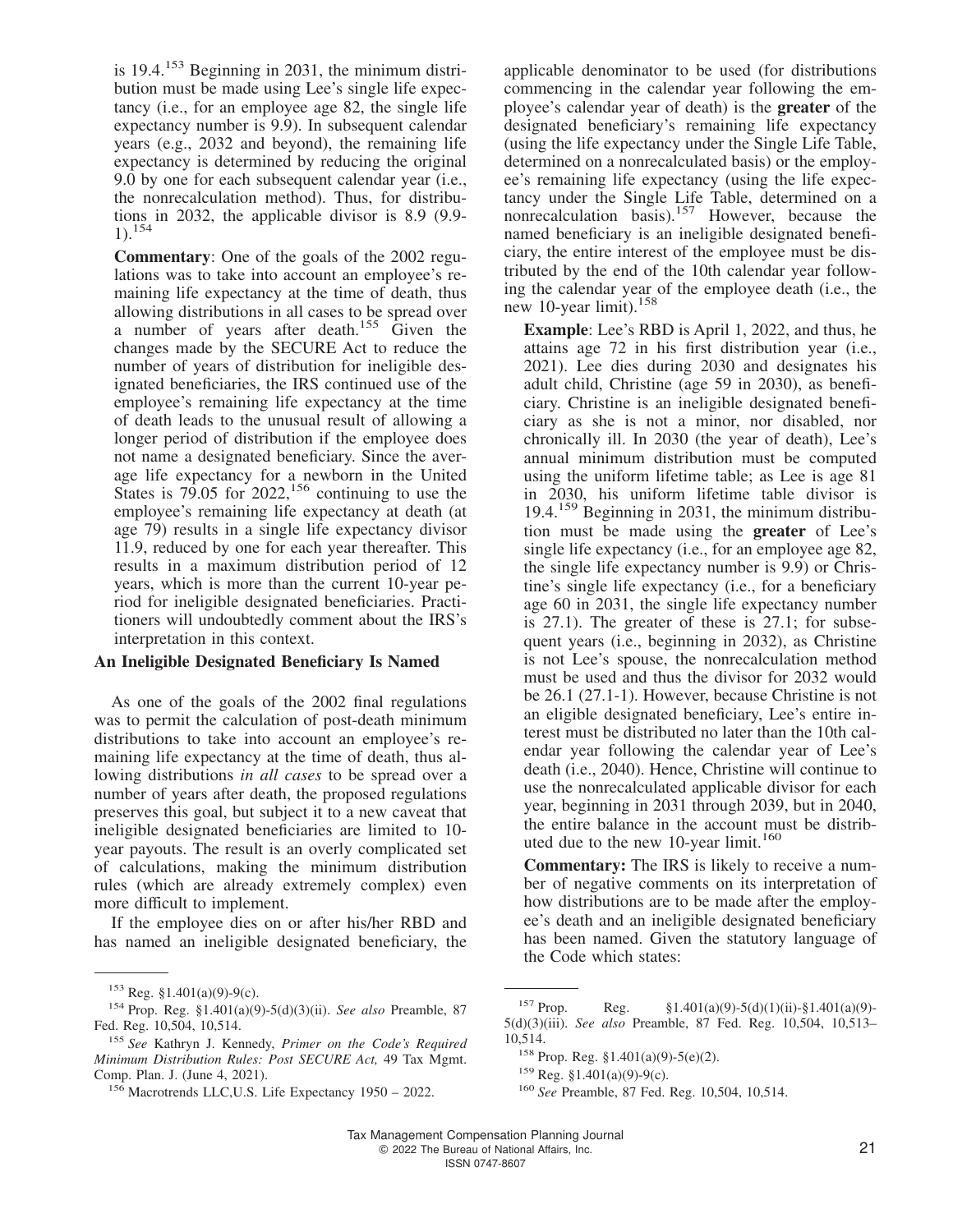is 19.4.[153] Beginning in 2031, the minimum distribution must be made using Lee's single life expectancy (i.e., for an employee age 82, the single life expectancy number is 9.9). In subsequent calendar years (e.g., 2032 and beyond), the remaining life expectancy is determined by reducing the original 9.0 by one for each subsequent calendar year (i.e., the nonrecalculation method). Thus, for distributions in 2032, the applicable divisor is 8.9 (9.9-1).[154]

**Commentary**: One of the goals of the 2002 regulations was to take into account an employee's remaining life expectancy at the time of death, thus allowing distributions in all cases to be spread over a number of years after death.[155] Given the changes made by the SECURE Act to reduce the number of years of distribution for ineligible designated beneficiaries, the IRS continued use of the employee's remaining life expectancy at the time of death leads to the unusual result of allowing a longer period of distribution if the employee does not name a designated beneficiary. Since the average life expectancy for a newborn in the United States is 79.05 for 2022,[156] continuing to use the employee's remaining life expectancy at death (at age 79) results in a single life expectancy divisor 11.9, reduced by one for each year thereafter. This results in a maximum distribution period of 12 years, which is more than the current 10-year period for ineligible designated beneficiaries. Practitioners will undoubtedly comment about the IRS's interpretation in this context.

### An Ineligible Designated Beneficiary Is Named

As one of the goals of the 2002 final regulations was to permit the calculation of post-death minimum distributions to take into account an employee's remaining life expectancy at the time of death, thus allowing distributions *in all cases* to be spread over a number of years after death, the proposed regulations preserves this goal, but subject it to a new caveat that ineligible designated beneficiaries are limited to 10-year payouts. The result is an overly complicated set of calculations, making the minimum distribution rules (which are already extremely complex) even more difficult to implement.

If the employee dies on or after his/her RBD and has named an ineligible designated beneficiary, the applicable denominator to be used (for distributions commencing in the calendar year following the employee's calendar year of death) is the **greater** of the designated beneficiary's remaining life expectancy (using the life expectancy under the Single Life Table, determined on a nonrecalculated basis) or the employee's remaining life expectancy (using the life expectancy under the Single Life Table, determined on a nonrecalculation basis).[157] However, because the named beneficiary is an ineligible designated beneficiary, the entire interest of the employee must be distributed by the end of the 10th calendar year following the calendar year of the employee death (i.e., the new 10-year limit).[158]

**Example**: Lee's RBD is April 1, 2022, and thus, he attains age 72 in his first distribution year (i.e., 2021). Lee dies during 2030 and designates his adult child, Christine (age 59 in 2030), as beneficiary. Christine is an ineligible designated beneficiary as she is not a minor, nor disabled, nor chronically ill. In 2030 (the year of death), Lee's annual minimum distribution must be computed using the uniform lifetime table; as Lee is age 81 in 2030, his uniform lifetime table divisor is 19.4.[159] Beginning in 2031, the minimum distribution must be made using the **greater** of Lee's single life expectancy (i.e., for an employee age 82, the single life expectancy number is 9.9) or Christine's single life expectancy (i.e., for a beneficiary age 60 in 2031, the single life expectancy number is 27.1). The greater of these is 27.1; for subsequent years (i.e., beginning in 2032), as Christine is not Lee's spouse, the nonrecalculation method must be used and thus the divisor for 2032 would be 26.1 (27.1-1). However, because Christine is not an eligible designated beneficiary, Lee's entire interest must be distributed no later than the 10th calendar year following the calendar year of Lee's death (i.e., 2040). Hence, Christine will continue to use the nonrecalculated applicable divisor for each year, beginning in 2031 through 2039, but in 2040, the entire balance in the account must be distributed due to the new 10-year limit.[160]

**Commentary:** The IRS is likely to receive a number of negative comments on its interpretation of how distributions are to be made after the employee's death and an ineligible designated beneficiary has been named. Given the statutory language of the Code which states:

---

[153] Reg. §1.401(a)(9)-9(c).

[154] Prop. Reg. §1.401(a)(9)-5(d)(3)(ii). *See also* Preamble, 87 Fed. Reg. 10,504, 10,514.

[155] *See* Kathryn J. Kennedy, *Primer on the Code's Required Minimum Distribution Rules: Post SECURE Act,* 49 Tax Mgmt. Comp. Plan. J. (June 4, 2021).

[156] Macrotrends LLC,U.S. Life Expectancy 1950 – 2022.

[157] Prop. Reg. §1.401(a)(9)-5(d)(1)(ii)-§1.401(a)(9)-5(d)(3)(iii). *See also* Preamble, 87 Fed. Reg. 10,504, 10,513–10,514.

[158] Prop. Reg. §1.401(a)(9)-5(e)(2).

[159] Reg. §1.401(a)(9)-9(c).

[160] *See* Preamble, 87 Fed. Reg. 10,504, 10,514.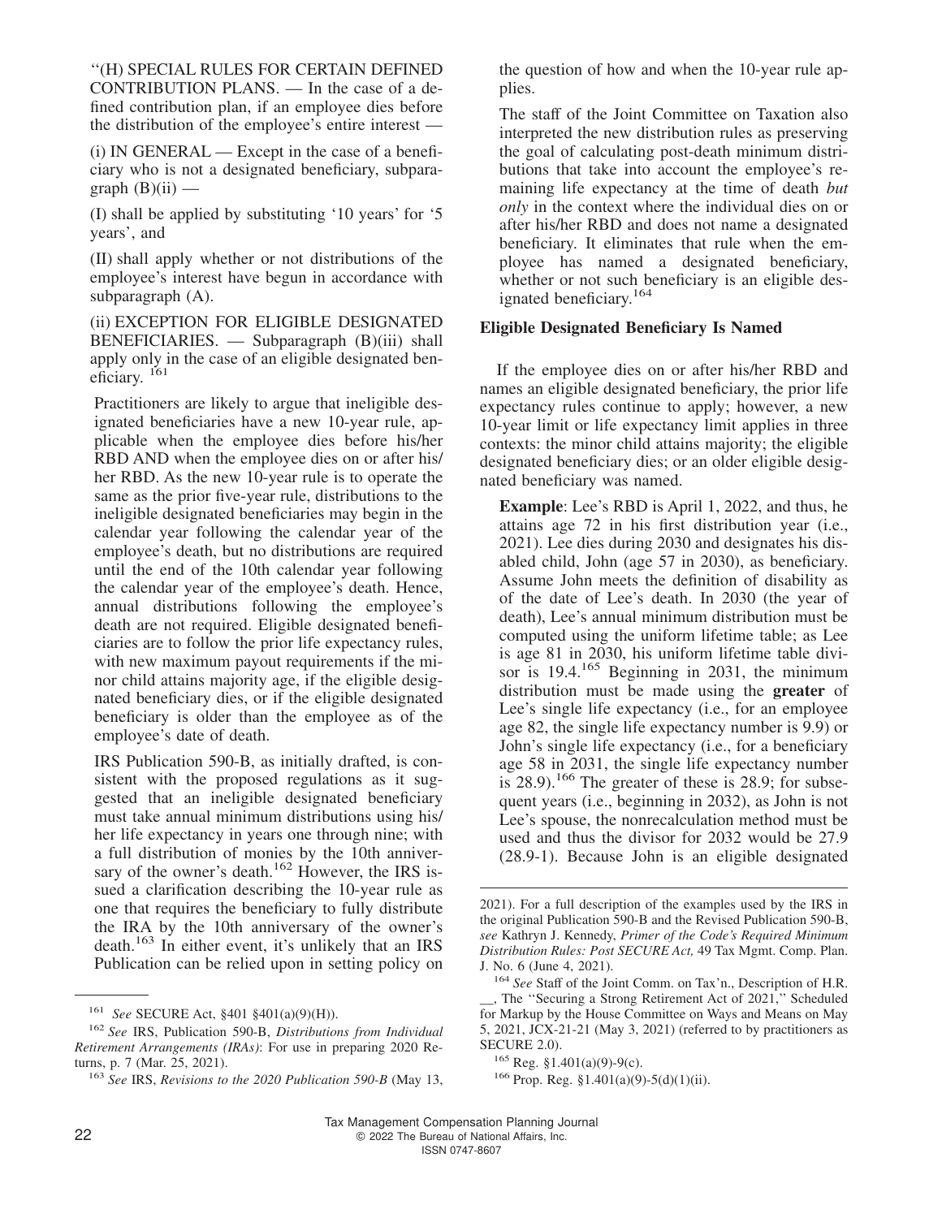''(H) SPECIAL RULES FOR CERTAIN DEFINED CONTRIBUTION PLANS. — In the case of a defined contribution plan, if an employee dies before the distribution of the employee's entire interest —

(i) IN GENERAL — Except in the case of a beneficiary who is not a designated beneficiary, subparagraph (B)(ii) —

(I) shall be applied by substituting '10 years' for '5 years', and

(II) shall apply whether or not distributions of the employee's interest have begun in accordance with subparagraph (A).

(ii) EXCEPTION FOR ELIGIBLE DESIGNATED BENEFICIARIES. — Subparagraph (B)(iii) shall apply only in the case of an eligible designated beneficiary. [161]

Practitioners are likely to argue that ineligible designated beneficiaries have a new 10-year rule, applicable when the employee dies before his/her RBD AND when the employee dies on or after his/her RBD. As the new 10-year rule is to operate the same as the prior five-year rule, distributions to the ineligible designated beneficiaries may begin in the calendar year following the calendar year of the employee's death, but no distributions are required until the end of the 10th calendar year following the calendar year of the employee's death. Hence, annual distributions following the employee's death are not required. Eligible designated beneficiaries are to follow the prior life expectancy rules, with new maximum payout requirements if the minor child attains majority age, if the eligible designated beneficiary dies, or if the eligible designated beneficiary is older than the employee as of the employee's date of death.

IRS Publication 590-B, as initially drafted, is consistent with the proposed regulations as it suggested that an ineligible designated beneficiary must take annual minimum distributions using his/her life expectancy in years one through nine; with a full distribution of monies by the 10th anniversary of the owner's death.[162] However, the IRS issued a clarification describing the 10-year rule as one that requires the beneficiary to fully distribute the IRA by the 10th anniversary of the owner's death.[163] In either event, it's unlikely that an IRS Publication can be relied upon in setting policy on the question of how and when the 10-year rule applies.

The staff of the Joint Committee on Taxation also interpreted the new distribution rules as preserving the goal of calculating post-death minimum distributions that take into account the employee's remaining life expectancy at the time of death *but only* in the context where the individual dies on or after his/her RBD and does not name a designated beneficiary. It eliminates that rule when the employee has named a designated beneficiary, whether or not such beneficiary is an eligible designated beneficiary.[164]

### Eligible Designated Beneficiary Is Named

If the employee dies on or after his/her RBD and names an eligible designated beneficiary, the prior life expectancy rules continue to apply; however, a new 10-year limit or life expectancy limit applies in three contexts: the minor child attains majority; the eligible designated beneficiary dies; or an older eligible designated beneficiary was named.

**Example**: Lee's RBD is April 1, 2022, and thus, he attains age 72 in his first distribution year (i.e., 2021). Lee dies during 2030 and designates his disabled child, John (age 57 in 2030), as beneficiary. Assume John meets the definition of disability as of the date of Lee's death. In 2030 (the year of death), Lee's annual minimum distribution must be computed using the uniform lifetime table; as Lee is age 81 in 2030, his uniform lifetime table divisor is 19.4.[165] Beginning in 2031, the minimum distribution must be made using the **greater** of Lee's single life expectancy (i.e., for an employee age 82, the single life expectancy number is 9.9) or John's single life expectancy (i.e., for a beneficiary age 58 in 2031, the single life expectancy number is 28.9).[166] The greater of these is 28.9; for subsequent years (i.e., beginning in 2032), as John is not Lee's spouse, the nonrecalculation method must be used and thus the divisor for 2032 would be 27.9 (28.9-1). Because John is an eligible designated

---

[161] *See* SECURE Act, §401 §401(a)(9)(H)).

[162] *See* IRS, Publication 590-B, *Distributions from Individual Retirement Arrangements (IRAs)*: For use in preparing 2020 Returns, p. 7 (Mar. 25, 2021).

[163] *See* IRS, *Revisions to the 2020 Publication 590-B* (May 13, 2021). For a full description of the examples used by the IRS in the original Publication 590-B and the Revised Publication 590-B, *see* Kathryn J. Kennedy, *Primer of the Code's Required Minimum Distribution Rules: Post SECURE Act,* 49 Tax Mgmt. Comp. Plan. J. No. 6 (June 4, 2021).

[164] *See* Staff of the Joint Comm. on Tax'n., Description of H.R. __, The ''Securing a Strong Retirement Act of 2021,'' Scheduled for Markup by the House Committee on Ways and Means on May 5, 2021, JCX-21-21 (May 3, 2021) (referred to by practitioners as SECURE 2.0).

[165] Reg. §1.401(a)(9)-9(c).

[166] Prop. Reg. §1.401(a)(9)-5(d)(1)(ii).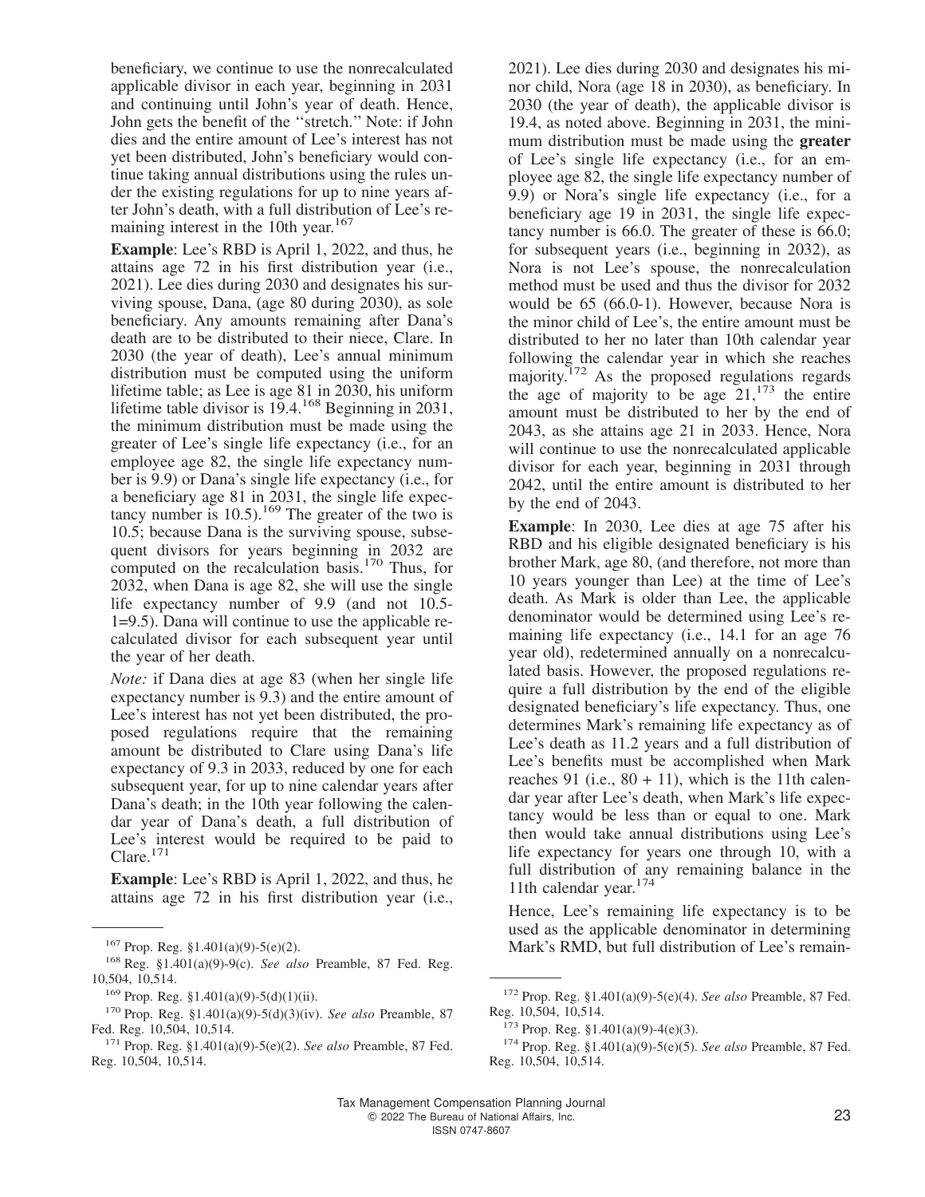beneficiary, we continue to use the nonrecalculated applicable divisor in each year, beginning in 2031 and continuing until John's year of death. Hence, John gets the benefit of the ''stretch.'' Note: if John dies and the entire amount of Lee's interest has not yet been distributed, John's beneficiary would continue taking annual distributions using the rules under the existing regulations for up to nine years after John's death, with a full distribution of Lee's remaining interest in the 10th year.[167]

**Example**: Lee's RBD is April 1, 2022, and thus, he attains age 72 in his first distribution year (i.e., 2021). Lee dies during 2030 and designates his surviving spouse, Dana, (age 80 during 2030), as sole beneficiary. Any amounts remaining after Dana's death are to be distributed to their niece, Clare. In 2030 (the year of death), Lee's annual minimum distribution must be computed using the uniform lifetime table; as Lee is age 81 in 2030, his uniform lifetime table divisor is 19.4.[168] Beginning in 2031, the minimum distribution must be made using the greater of Lee's single life expectancy (i.e., for an employee age 82, the single life expectancy number is 9.9) or Dana's single life expectancy (i.e., for a beneficiary age 81 in 2031, the single life expectancy number is 10.5).[169] The greater of the two is 10.5; because Dana is the surviving spouse, subsequent divisors for years beginning in 2032 are computed on the recalculation basis.[170] Thus, for 2032, when Dana is age 82, she will use the single life expectancy number of 9.9 (and not 10.5-1=9.5). Dana will continue to use the applicable recalculated divisor for each subsequent year until the year of her death.

*Note:* if Dana dies at age 83 (when her single life expectancy number is 9.3) and the entire amount of Lee's interest has not yet been distributed, the proposed regulations require that the remaining amount be distributed to Clare using Dana's life expectancy of 9.3 in 2033, reduced by one for each subsequent year, for up to nine calendar years after Dana's death; in the 10th year following the calendar year of Dana's death, a full distribution of Lee's interest would be required to be paid to Clare.[171]

**Example**: Lee's RBD is April 1, 2022, and thus, he attains age 72 in his first distribution year (i.e., 2021). Lee dies during 2030 and designates his minor child, Nora (age 18 in 2030), as beneficiary. In 2030 (the year of death), the applicable divisor is 19.4, as noted above. Beginning in 2031, the minimum distribution must be made using the **greater** of Lee's single life expectancy (i.e., for an employee age 82, the single life expectancy number of 9.9) or Nora's single life expectancy (i.e., for a beneficiary age 19 in 2031, the single life expectancy number is 66.0. The greater of these is 66.0; for subsequent years (i.e., beginning in 2032), as Nora is not Lee's spouse, the nonrecalculation method must be used and thus the divisor for 2032 would be 65 (66.0-1). However, because Nora is the minor child of Lee's, the entire amount must be distributed to her no later than 10th calendar year following the calendar year in which she reaches majority.[172] As the proposed regulations regards the age of majority to be age 21,[173] the entire amount must be distributed to her by the end of 2043, as she attains age 21 in 2033. Hence, Nora will continue to use the nonrecalculated applicable divisor for each year, beginning in 2031 through 2042, until the entire amount is distributed to her by the end of 2043.

**Example**: In 2030, Lee dies at age 75 after his RBD and his eligible designated beneficiary is his brother Mark, age 80, (and therefore, not more than 10 years younger than Lee) at the time of Lee's death. As Mark is older than Lee, the applicable denominator would be determined using Lee's remaining life expectancy (i.e., 14.1 for an age 76 year old), redetermined annually on a nonrecalculated basis. However, the proposed regulations require a full distribution by the end of the eligible designated beneficiary's life expectancy. Thus, one determines Mark's remaining life expectancy as of Lee's death as 11.2 years and a full distribution of Lee's benefits must be accomplished when Mark reaches 91 (i.e., 80 + 11), which is the 11th calendar year after Lee's death, when Mark's life expectancy would be less than or equal to one. Mark then would take annual distributions using Lee's life expectancy for years one through 10, with a full distribution of any remaining balance in the 11th calendar year.[174]

Hence, Lee's remaining life expectancy is to be used as the applicable denominator in determining Mark's RMD, but full distribution of Lee's remain-

---

[167] Prop. Reg. §1.401(a)(9)-5(e)(2).

[168] Reg. §1.401(a)(9)-9(c). *See also* Preamble, 87 Fed. Reg. 10,504, 10,514.

[169] Prop. Reg. §1.401(a)(9)-5(d)(1)(ii).

[170] Prop. Reg. §1.401(a)(9)-5(d)(3)(iv). *See also* Preamble, 87 Fed. Reg. 10,504, 10,514.

[171] Prop. Reg. §1.401(a)(9)-5(e)(2). *See also* Preamble, 87 Fed. Reg. 10,504, 10,514.

[172] Prop. Reg. §1.401(a)(9)-5(e)(4). *See also* Preamble, 87 Fed. Reg. 10,504, 10,514.

[173] Prop. Reg. §1.401(a)(9)-4(e)(3).

[174] Prop. Reg. §1.401(a)(9)-5(e)(5). *See also* Preamble, 87 Fed. Reg. 10,504, 10,514.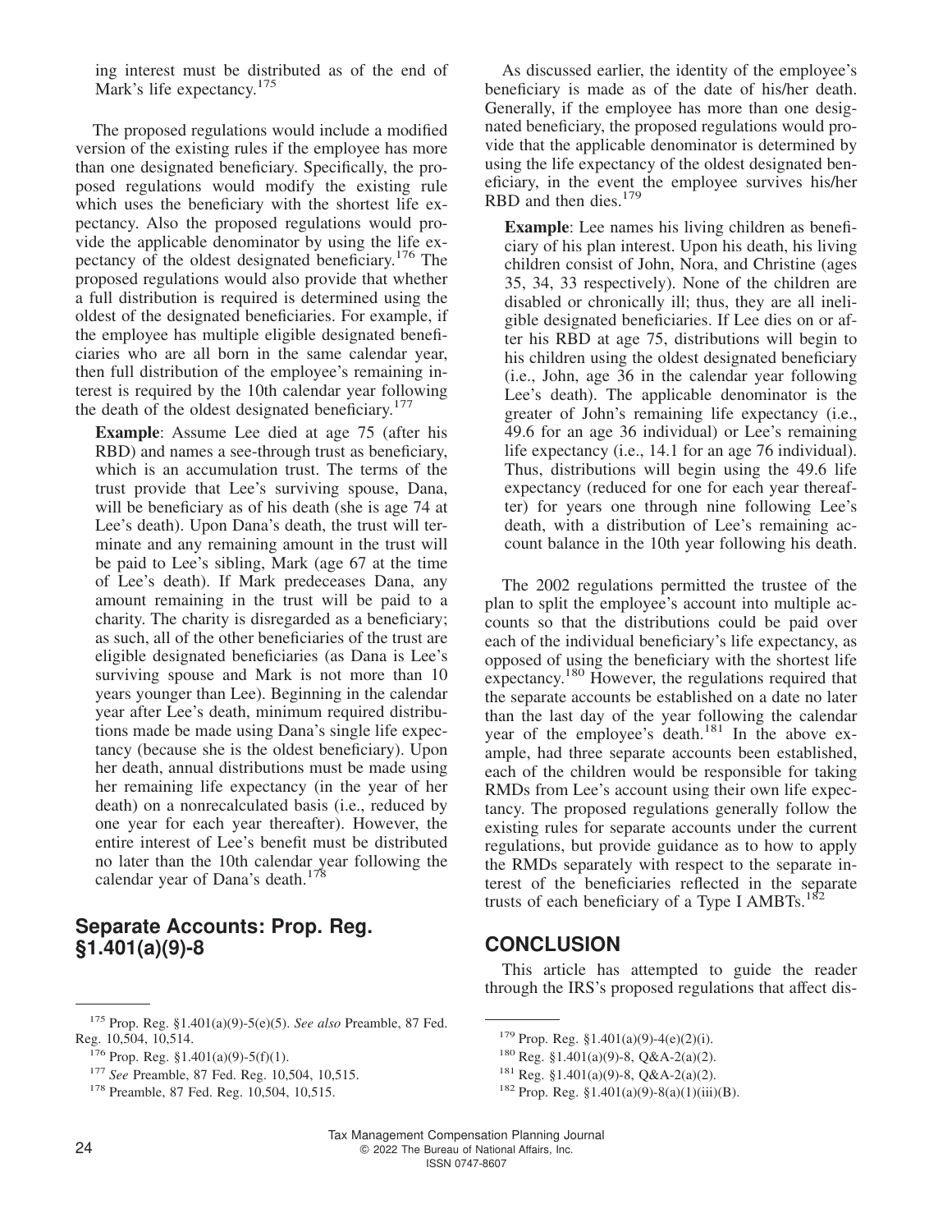ing interest must be distributed as of the end of Mark's life expectancy.[175]

The proposed regulations would include a modified version of the existing rules if the employee has more than one designated beneficiary. Specifically, the proposed regulations would modify the existing rule which uses the beneficiary with the shortest life expectancy. Also the proposed regulations would provide the applicable denominator by using the life expectancy of the oldest designated beneficiary.[176] The proposed regulations would also provide that whether a full distribution is required is determined using the oldest of the designated beneficiaries. For example, if the employee has multiple eligible designated beneficiaries who are all born in the same calendar year, then full distribution of the employee's remaining interest is required by the 10th calendar year following the death of the oldest designated beneficiary.[177]

> **Example**: Assume Lee died at age 75 (after his RBD) and names a see-through trust as beneficiary, which is an accumulation trust. The terms of the trust provide that Lee's surviving spouse, Dana, will be beneficiary as of his death (she is age 74 at Lee's death). Upon Dana's death, the trust will terminate and any remaining amount in the trust will be paid to Lee's sibling, Mark (age 67 at the time of Lee's death). If Mark predeceases Dana, any amount remaining in the trust will be paid to a charity. The charity is disregarded as a beneficiary; as such, all of the other beneficiaries of the trust are eligible designated beneficiaries (as Dana is Lee's surviving spouse and Mark is not more than 10 years younger than Lee). Beginning in the calendar year after Lee's death, minimum required distributions made be made using Dana's single life expectancy (because she is the oldest beneficiary). Upon her death, annual distributions must be made using her remaining life expectancy (in the year of her death) on a nonrecalculated basis (i.e., reduced by one year for each year thereafter). However, the entire interest of Lee's benefit must be distributed no later than the 10th calendar year following the calendar year of Dana's death.[178]

## Separate Accounts: Prop. Reg. §1.401(a)(9)-8

As discussed earlier, the identity of the employee's beneficiary is made as of the date of his/her death. Generally, if the employee has more than one designated beneficiary, the proposed regulations would provide that the applicable denominator is determined by using the life expectancy of the oldest designated beneficiary, in the event the employee survives his/her RBD and then dies.[179]

> **Example**: Lee names his living children as beneficiary of his plan interest. Upon his death, his living children consist of John, Nora, and Christine (ages 35, 34, 33 respectively). None of the children are disabled or chronically ill; thus, they are all ineligible designated beneficiaries. If Lee dies on or after his RBD at age 75, distributions will begin to his children using the oldest designated beneficiary (i.e., John, age 36 in the calendar year following Lee's death). The applicable denominator is the greater of John's remaining life expectancy (i.e., 49.6 for an age 36 individual) or Lee's remaining life expectancy (i.e., 14.1 for an age 76 individual). Thus, distributions will begin using the 49.6 life expectancy (reduced for one for each year thereafter) for years one through nine following Lee's death, with a distribution of Lee's remaining account balance in the 10th year following his death.

The 2002 regulations permitted the trustee of the plan to split the employee's account into multiple accounts so that the distributions could be paid over each of the individual beneficiary's life expectancy, as opposed of using the beneficiary with the shortest life expectancy.[180] However, the regulations required that the separate accounts be established on a date no later than the last day of the year following the calendar year of the employee's death.[181] In the above example, had three separate accounts been established, each of the children would be responsible for taking RMDs from Lee's account using their own life expectancy. The proposed regulations generally follow the existing rules for separate accounts under the current regulations, but provide guidance as to how to apply the RMDs separately with respect to the separate interest of the beneficiaries reflected in the separate trusts of each beneficiary of a Type I AMBTs.[182]

## CONCLUSION

This article has attempted to guide the reader through the IRS's proposed regulations that affect dis-

---

[175] Prop. Reg. §1.401(a)(9)-5(e)(5). *See also* Preamble, 87 Fed. Reg. 10,504, 10,514.

[176] Prop. Reg. §1.401(a)(9)-5(f)(1).

[177] *See* Preamble, 87 Fed. Reg. 10,504, 10,515.

[178] Preamble, 87 Fed. Reg. 10,504, 10,515.

[179] Prop. Reg. §1.401(a)(9)-4(e)(2)(i).

[180] Reg. §1.401(a)(9)-8, Q&A-2(a)(2).

[181] Reg. §1.401(a)(9)-8, Q&A-2(a)(2).

[182] Prop. Reg. §1.401(a)(9)-8(a)(1)(iii)(B).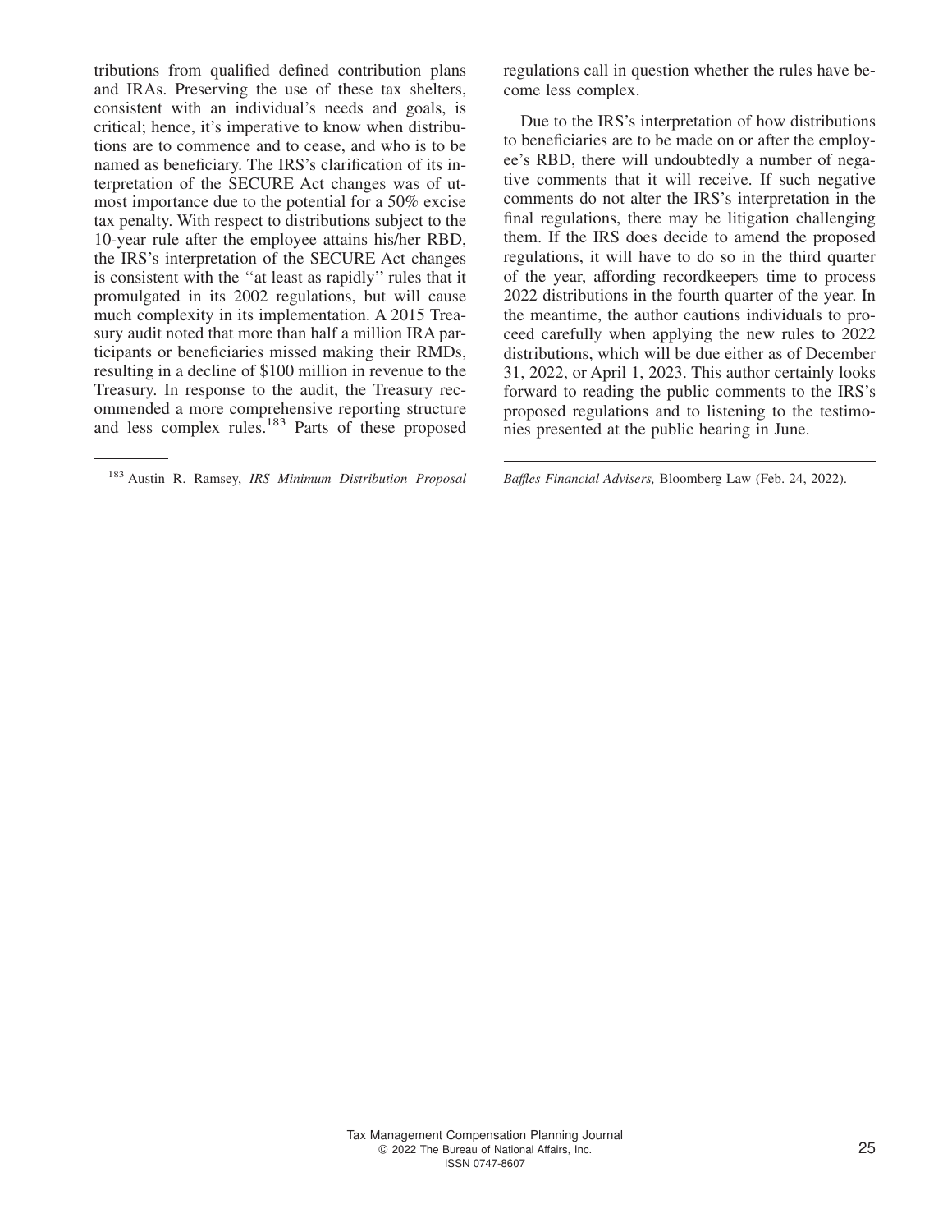tributions from qualified defined contribution plans and IRAs. Preserving the use of these tax shelters, consistent with an individual's needs and goals, is critical; hence, it's imperative to know when distributions are to commence and to cease, and who is to be named as beneficiary. The IRS's clarification of its interpretation of the SECURE Act changes was of utmost importance due to the potential for a 50% excise tax penalty. With respect to distributions subject to the 10-year rule after the employee attains his/her RBD, the IRS's interpretation of the SECURE Act changes is consistent with the ''at least as rapidly'' rules that it promulgated in its 2002 regulations, but will cause much complexity in its implementation. A 2015 Treasury audit noted that more than half a million IRA participants or beneficiaries missed making their RMDs, resulting in a decline of $100 million in revenue to the Treasury. In response to the audit, the Treasury recommended a more comprehensive reporting structure and less complex rules.[183] Parts of these proposed regulations call in question whether the rules have become less complex.

Due to the IRS's interpretation of how distributions to beneficiaries are to be made on or after the employee's RBD, there will undoubtedly a number of negative comments that it will receive. If such negative comments do not alter the IRS's interpretation in the final regulations, there may be litigation challenging them. If the IRS does decide to amend the proposed regulations, it will have to do so in the third quarter of the year, affording recordkeepers time to process 2022 distributions in the fourth quarter of the year. In the meantime, the author cautions individuals to proceed carefully when applying the new rules to 2022 distributions, which will be due either as of December 31, 2022, or April 1, 2023. This author certainly looks forward to reading the public comments to the IRS's proposed regulations and to listening to the testimonies presented at the public hearing in June.

---

[183] Austin R. Ramsey, *IRS Minimum Distribution Proposal Baffles Financial Advisers,* Bloomberg Law (Feb. 24, 2022).